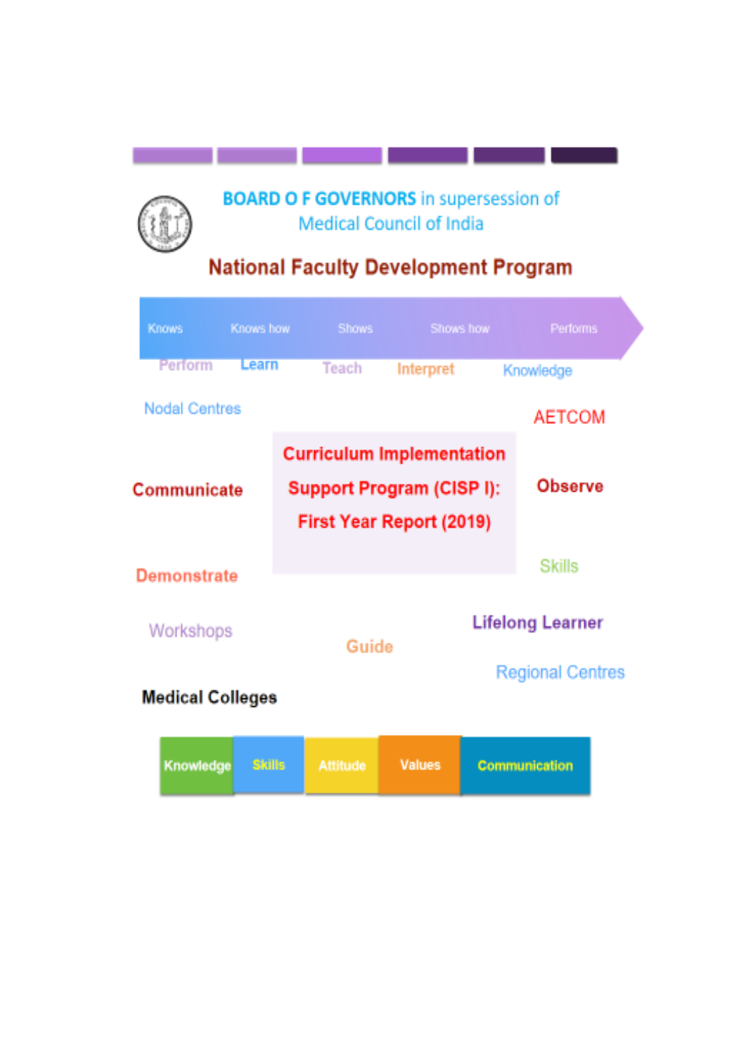**BOARD O F GOVERNORS** in supersession of
Medical Council of India

# National Faculty Development Program

Knows | Knows how | Shows | Shows how | Performs

Perform | Learn | Teach | Interpret | Knowledge

Nodal Centres

AETCOM

## Curriculum Implementation Support Program (CISP I): First Year Report (2019)

Communicate

Observe

Skills

Demonstrate

Lifelong Learner

Workshops

Guide

Regional Centres

**Medical Colleges**

Knowledge | Skills | Attitude | Values | Communication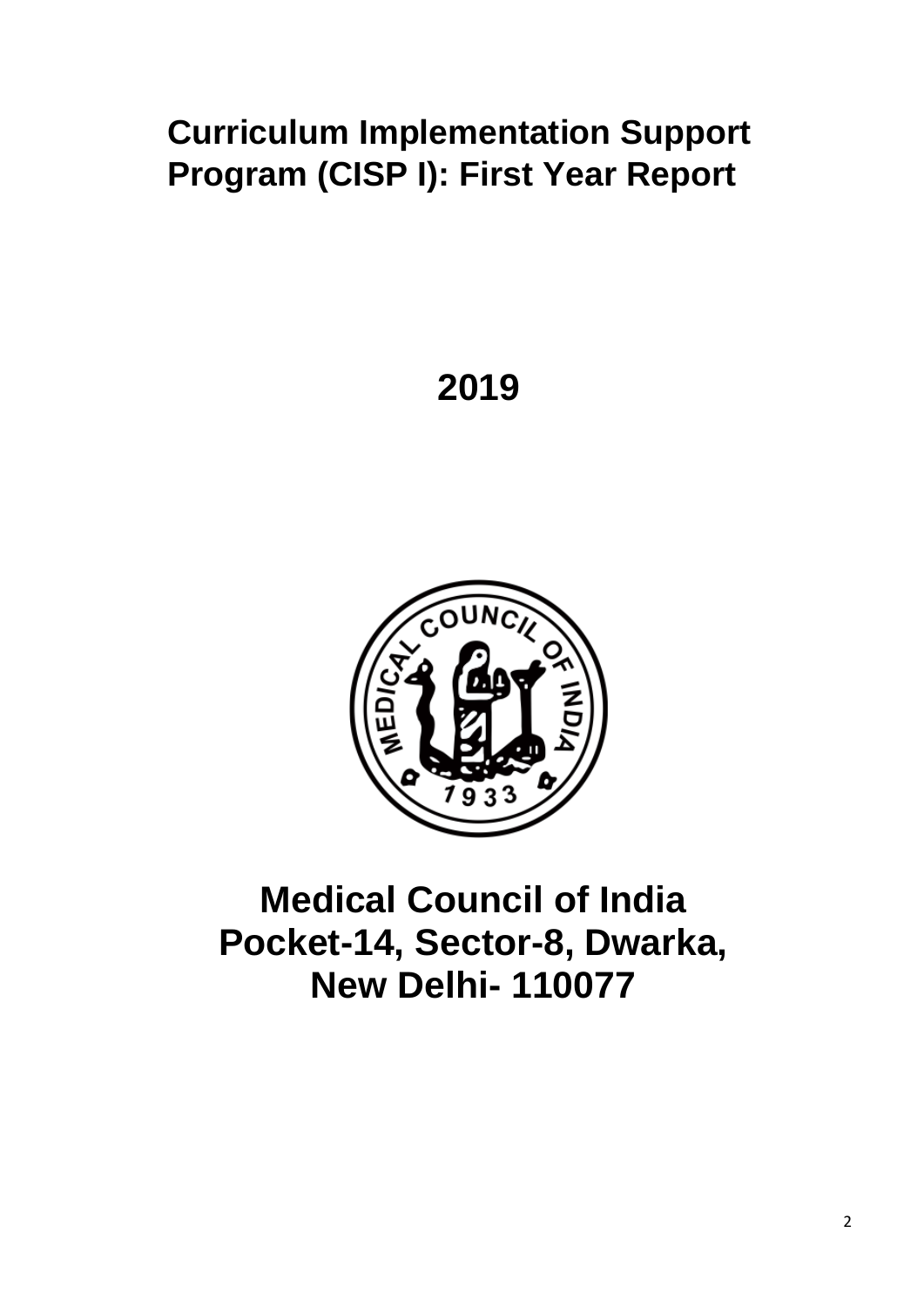# Curriculum Implementation Support Program (CISP I): First Year Report

**2019**

# Medical Council of India
# Pocket-14, Sector-8, Dwarka, New Delhi- 110077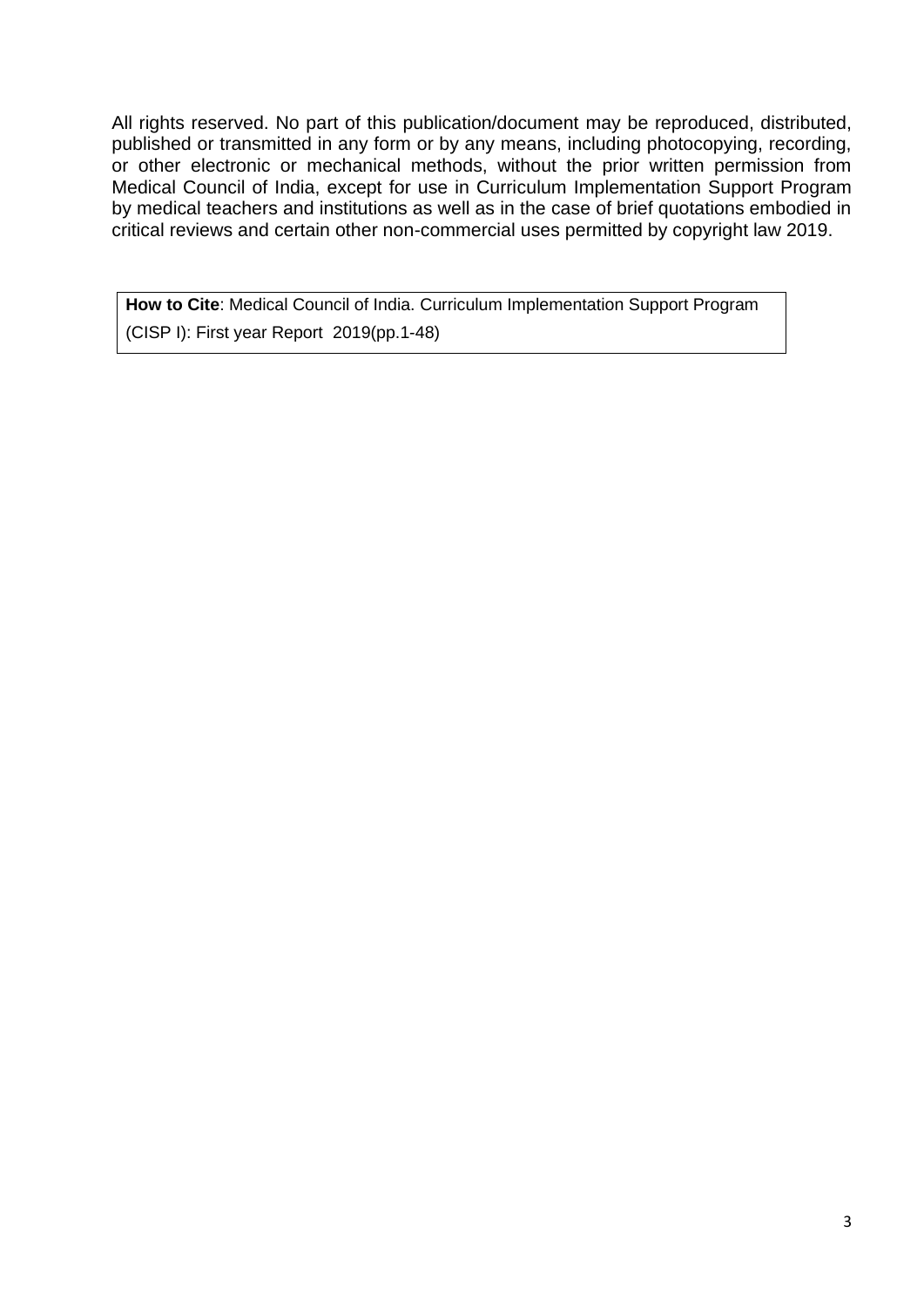All rights reserved. No part of this publication/document may be reproduced, distributed, published or transmitted in any form or by any means, including photocopying, recording, or other electronic or mechanical methods, without the prior written permission from Medical Council of India, except for use in Curriculum Implementation Support Program by medical teachers and institutions as well as in the case of brief quotations embodied in critical reviews and certain other non-commercial uses permitted by copyright law 2019.

**How to Cite**: Medical Council of India. Curriculum Implementation Support Program (CISP I): First year Report 2019(pp.1-48)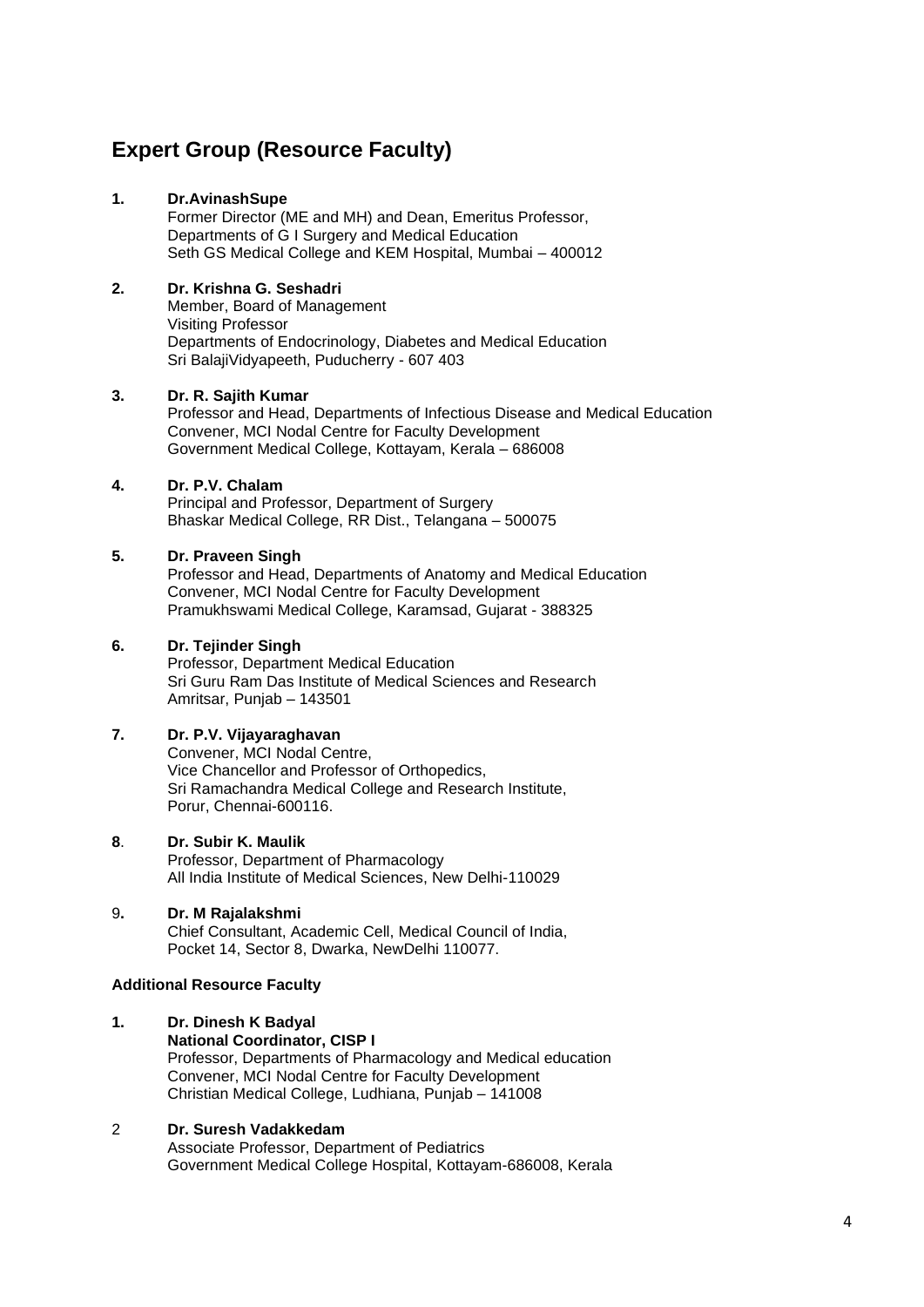## Expert Group (Resource Faculty)

**1. Dr.AvinashSupe**
Former Director (ME and MH) and Dean, Emeritus Professor,
Departments of G I Surgery and Medical Education
Seth GS Medical College and KEM Hospital, Mumbai – 400012

**2. Dr. Krishna G. Seshadri**
Member, Board of Management
Visiting Professor
Departments of Endocrinology, Diabetes and Medical Education
Sri BalajiVidyapeeth, Puducherry - 607 403

**3. Dr. R. Sajith Kumar**
Professor and Head, Departments of Infectious Disease and Medical Education
Convener, MCI Nodal Centre for Faculty Development
Government Medical College, Kottayam, Kerala – 686008

**4. Dr. P.V. Chalam**
Principal and Professor, Department of Surgery
Bhaskar Medical College, RR Dist., Telangana – 500075

**5. Dr. Praveen Singh**
Professor and Head, Departments of Anatomy and Medical Education
Convener, MCI Nodal Centre for Faculty Development
Pramukhswami Medical College, Karamsad, Gujarat - 388325

**6. Dr. Tejinder Singh**
Professor, Department Medical Education
Sri Guru Ram Das Institute of Medical Sciences and Research
Amritsar, Punjab – 143501

**7. Dr. P.V. Vijayaraghavan**
Convener, MCI Nodal Centre,
Vice Chancellor and Professor of Orthopedics,
Sri Ramachandra Medical College and Research Institute,
Porur, Chennai-600116.

**8.** **Dr. Subir K. Maulik**
Professor, Department of Pharmacology
All India Institute of Medical Sciences, New Delhi-110029

9**.** **Dr. M Rajalakshmi**
Chief Consultant, Academic Cell, Medical Council of India,
Pocket 14, Sector 8, Dwarka, NewDelhi 110077.

**Additional Resource Faculty**

**1. Dr. Dinesh K Badyal**
**National Coordinator, CISP I**
Professor, Departments of Pharmacology and Medical education
Convener, MCI Nodal Centre for Faculty Development
Christian Medical College, Ludhiana, Punjab – 141008

2 **Dr. Suresh Vadakkedam**
Associate Professor, Department of Pediatrics
Government Medical College Hospital, Kottayam-686008, Kerala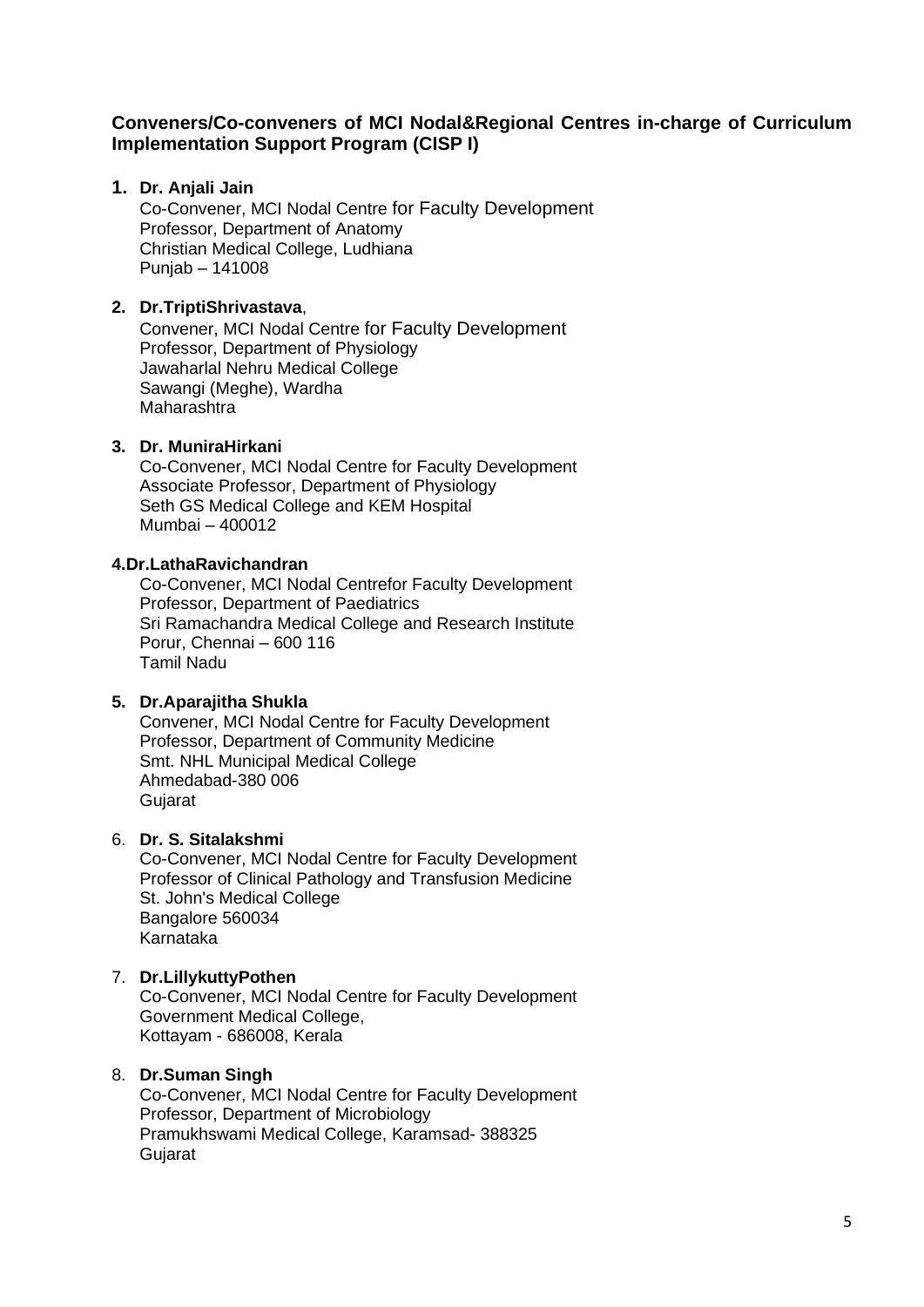**Conveners/Co-conveners of MCI Nodal&Regional Centres in-charge of Curriculum Implementation Support Program (CISP I)**

1. **Dr. Anjali Jain**
   Co-Convener, MCI Nodal Centre for Faculty Development
   Professor, Department of Anatomy
   Christian Medical College, Ludhiana
   Punjab – 141008

2. **Dr.TriptiShrivastava**,
   Convener, MCI Nodal Centre for Faculty Development
   Professor, Department of Physiology
   Jawaharlal Nehru Medical College
   Sawangi (Meghe), Wardha
   Maharashtra

3. **Dr. MuniraHirkani**
   Co-Convener, MCI Nodal Centre for Faculty Development
   Associate Professor, Department of Physiology
   Seth GS Medical College and KEM Hospital
   Mumbai – 400012

4. **Dr.LathaRavichandran**
   Co-Convener, MCI Nodal Centrefor Faculty Development
   Professor, Department of Paediatrics
   Sri Ramachandra Medical College and Research Institute
   Porur, Chennai – 600 116
   Tamil Nadu

5. **Dr.Aparajitha Shukla**
   Convener, MCI Nodal Centre for Faculty Development
   Professor, Department of Community Medicine
   Smt. NHL Municipal Medical College
   Ahmedabad-380 006
   Gujarat

6. **Dr. S. Sitalakshmi**
   Co-Convener, MCI Nodal Centre for Faculty Development
   Professor of Clinical Pathology and Transfusion Medicine
   St. John's Medical College
   Bangalore 560034
   Karnataka

7. **Dr.LillykuttyPothen**
   Co-Convener, MCI Nodal Centre for Faculty Development
   Government Medical College,
   Kottayam - 686008, Kerala

8. **Dr.Suman Singh**
   Co-Convener, MCI Nodal Centre for Faculty Development
   Professor, Department of Microbiology
   Pramukhswami Medical College, Karamsad- 388325
   Gujarat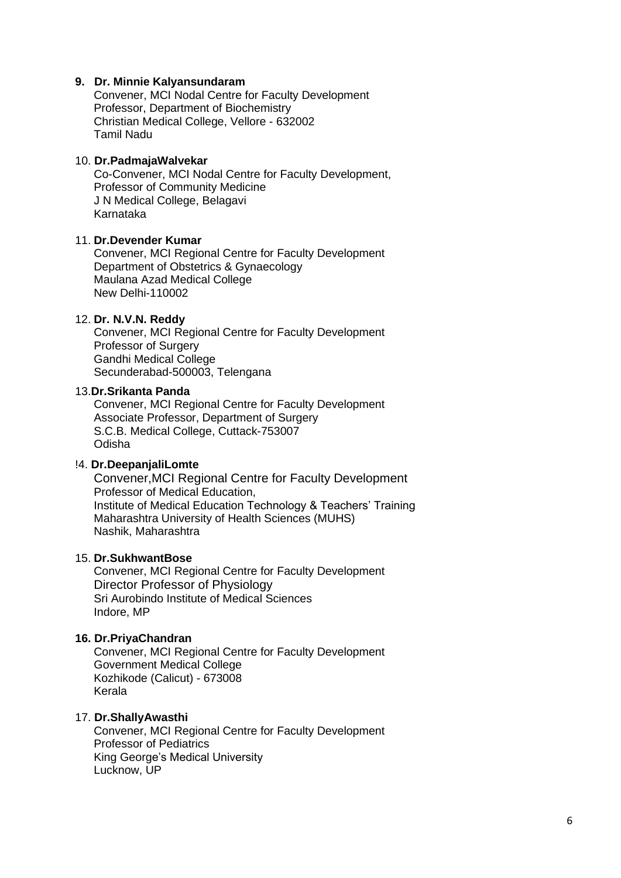9. **Dr. Minnie Kalyansundaram**
   Convener, MCI Nodal Centre for Faculty Development
   Professor, Department of Biochemistry
   Christian Medical College, Vellore - 632002
   Tamil Nadu

10. **Dr.PadmajaWalvekar**
    Co-Convener, MCI Nodal Centre for Faculty Development,
    Professor of Community Medicine
    J N Medical College, Belagavi
    Karnataka

11. **Dr.Devender Kumar**
    Convener, MCI Regional Centre for Faculty Development
    Department of Obstetrics & Gynaecology
    Maulana Azad Medical College
    New Delhi-110002

12. **Dr. N.V.N. Reddy**
    Convener, MCI Regional Centre for Faculty Development
    Professor of Surgery
    Gandhi Medical College
    Secunderabad-500003, Telengana

13. **Dr.Srikanta Panda**
    Convener, MCI Regional Centre for Faculty Development
    Associate Professor, Department of Surgery
    S.C.B. Medical College, Cuttack-753007
    Odisha

!4. **Dr.DeepanjaliLomte**
    Convener,MCI Regional Centre for Faculty Development
    Professor of Medical Education,
    Institute of Medical Education Technology & Teachers' Training
    Maharashtra University of Health Sciences (MUHS)
    Nashik, Maharashtra

15. **Dr.SukhwantBose**
    Convener, MCI Regional Centre for Faculty Development
    Director Professor of Physiology
    Sri Aurobindo Institute of Medical Sciences
    Indore, MP

**16. Dr.PriyaChandran**
    Convener, MCI Regional Centre for Faculty Development
    Government Medical College
    Kozhikode (Calicut) - 673008
    Kerala

17. **Dr.ShallyAwasthi**
    Convener, MCI Regional Centre for Faculty Development
    Professor of Pediatrics
    King George's Medical University
    Lucknow, UP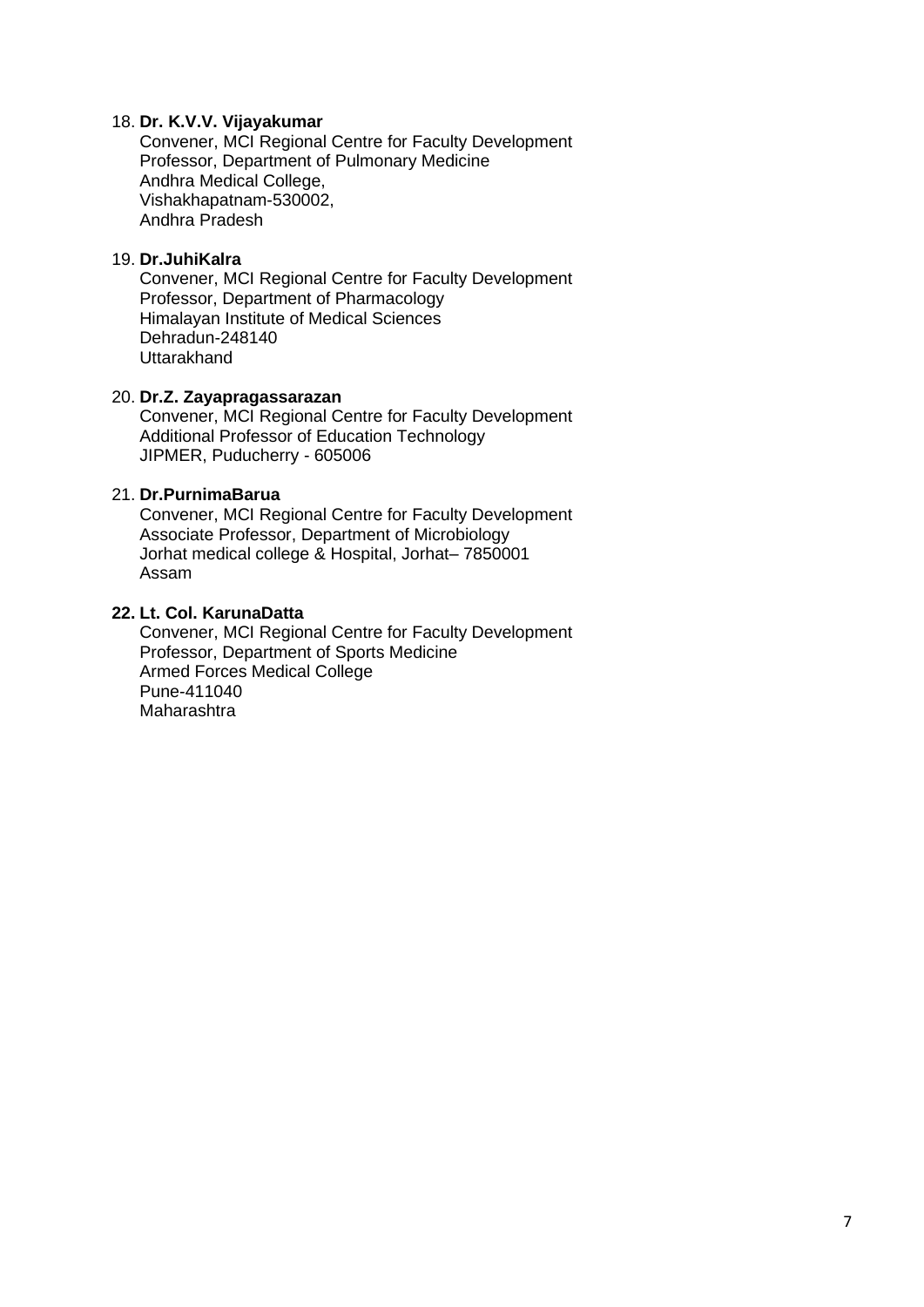18. **Dr. K.V.V. Vijayakumar**
    Convener, MCI Regional Centre for Faculty Development
    Professor, Department of Pulmonary Medicine
    Andhra Medical College,
    Vishakhapatnam-530002,
    Andhra Pradesh

19. **Dr.JuhiKalra**
    Convener, MCI Regional Centre for Faculty Development
    Professor, Department of Pharmacology
    Himalayan Institute of Medical Sciences
    Dehradun-248140
    Uttarakhand

20. **Dr.Z. Zayapragassarazan**
    Convener, MCI Regional Centre for Faculty Development
    Additional Professor of Education Technology
    JIPMER, Puducherry - 605006

21. **Dr.PurnimaBarua**
    Convener, MCI Regional Centre for Faculty Development
    Associate Professor, Department of Microbiology
    Jorhat medical college & Hospital, Jorhat– 7850001
    Assam

22. **Lt. Col. KarunaDatta**
    Convener, MCI Regional Centre for Faculty Development
    Professor, Department of Sports Medicine
    Armed Forces Medical College
    Pune-411040
    Maharashtra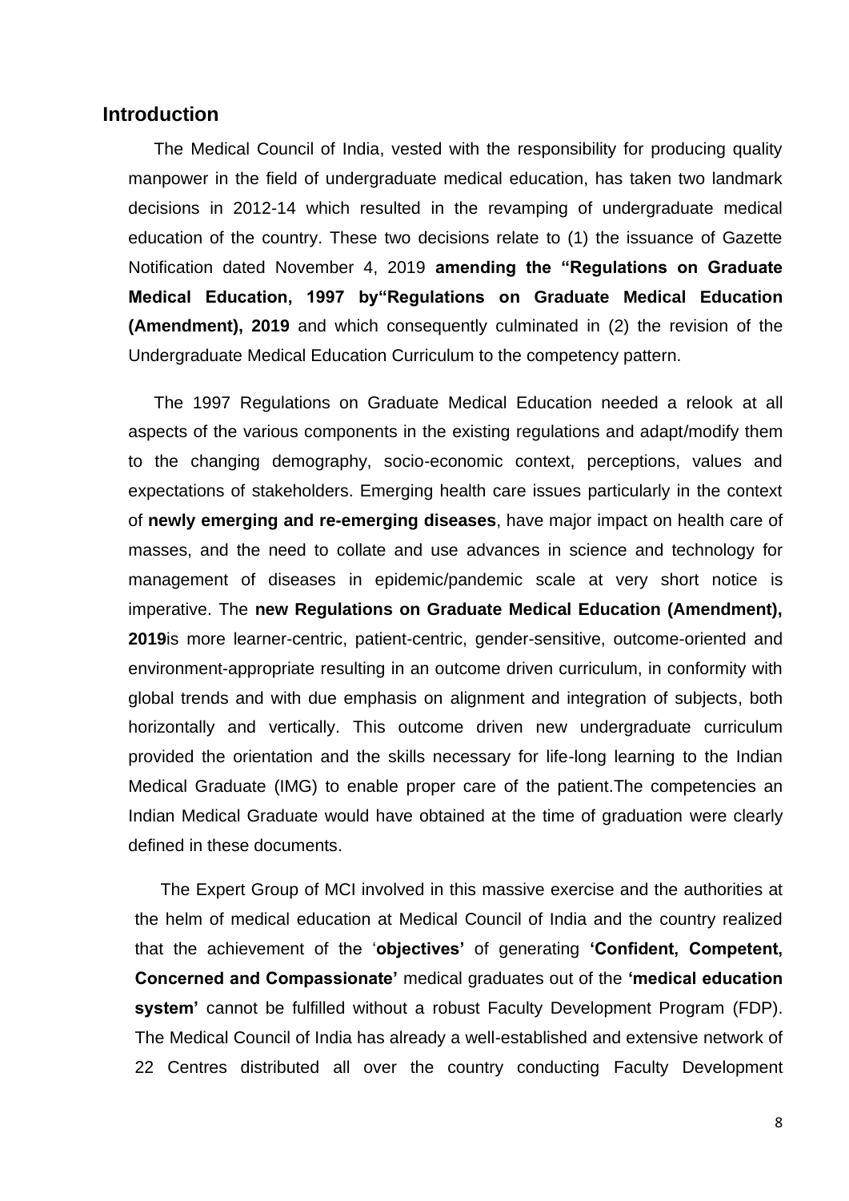## Introduction

The Medical Council of India, vested with the responsibility for producing quality manpower in the field of undergraduate medical education, has taken two landmark decisions in 2012-14 which resulted in the revamping of undergraduate medical education of the country. These two decisions relate to (1) the issuance of Gazette Notification dated November 4, 2019 **amending the "Regulations on Graduate Medical Education, 1997 by"Regulations on Graduate Medical Education (Amendment), 2019** and which consequently culminated in (2) the revision of the Undergraduate Medical Education Curriculum to the competency pattern.

The 1997 Regulations on Graduate Medical Education needed a relook at all aspects of the various components in the existing regulations and adapt/modify them to the changing demography, socio-economic context, perceptions, values and expectations of stakeholders. Emerging health care issues particularly in the context of **newly emerging and re-emerging diseases**, have major impact on health care of masses, and the need to collate and use advances in science and technology for management of diseases in epidemic/pandemic scale at very short notice is imperative. The **new Regulations on Graduate Medical Education (Amendment), 2019**is more learner-centric, patient-centric, gender-sensitive, outcome-oriented and environment-appropriate resulting in an outcome driven curriculum, in conformity with global trends and with due emphasis on alignment and integration of subjects, both horizontally and vertically. This outcome driven new undergraduate curriculum provided the orientation and the skills necessary for life-long learning to the Indian Medical Graduate (IMG) to enable proper care of the patient.The competencies an Indian Medical Graduate would have obtained at the time of graduation were clearly defined in these documents.

The Expert Group of MCI involved in this massive exercise and the authorities at the helm of medical education at Medical Council of India and the country realized that the achievement of the '**objectives'** of generating **'Confident, Competent, Concerned and Compassionate'** medical graduates out of the **'medical education system'** cannot be fulfilled without a robust Faculty Development Program (FDP). The Medical Council of India has already a well-established and extensive network of 22 Centres distributed all over the country conducting Faculty Development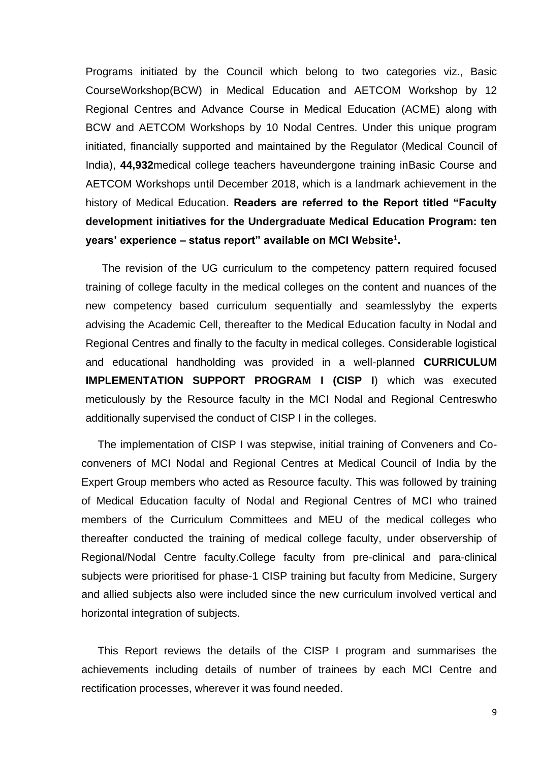Programs initiated by the Council which belong to two categories viz., Basic CourseWorkshop(BCW) in Medical Education and AETCOM Workshop by 12 Regional Centres and Advance Course in Medical Education (ACME) along with BCW and AETCOM Workshops by 10 Nodal Centres. Under this unique program initiated, financially supported and maintained by the Regulator (Medical Council of India), **44,932**medical college teachers haveundergone training inBasic Course and AETCOM Workshops until December 2018, which is a landmark achievement in the history of Medical Education. **Readers are referred to the Report titled "Faculty development initiatives for the Undergraduate Medical Education Program: ten years' experience – status report" available on MCI Website[1].**

The revision of the UG curriculum to the competency pattern required focused training of college faculty in the medical colleges on the content and nuances of the new competency based curriculum sequentially and seamlesslyby the experts advising the Academic Cell, thereafter to the Medical Education faculty in Nodal and Regional Centres and finally to the faculty in medical colleges. Considerable logistical and educational handholding was provided in a well-planned **CURRICULUM IMPLEMENTATION SUPPORT PROGRAM I (CISP I**) which was executed meticulously by the Resource faculty in the MCI Nodal and Regional Centreswho additionally supervised the conduct of CISP I in the colleges.

The implementation of CISP I was stepwise, initial training of Conveners and Co-conveners of MCI Nodal and Regional Centres at Medical Council of India by the Expert Group members who acted as Resource faculty. This was followed by training of Medical Education faculty of Nodal and Regional Centres of MCI who trained members of the Curriculum Committees and MEU of the medical colleges who thereafter conducted the training of medical college faculty, under observership of Regional/Nodal Centre faculty.College faculty from pre-clinical and para-clinical subjects were prioritised for phase-1 CISP training but faculty from Medicine, Surgery and allied subjects also were included since the new curriculum involved vertical and horizontal integration of subjects.

This Report reviews the details of the CISP I program and summarises the achievements including details of number of trainees by each MCI Centre and rectification processes, wherever it was found needed.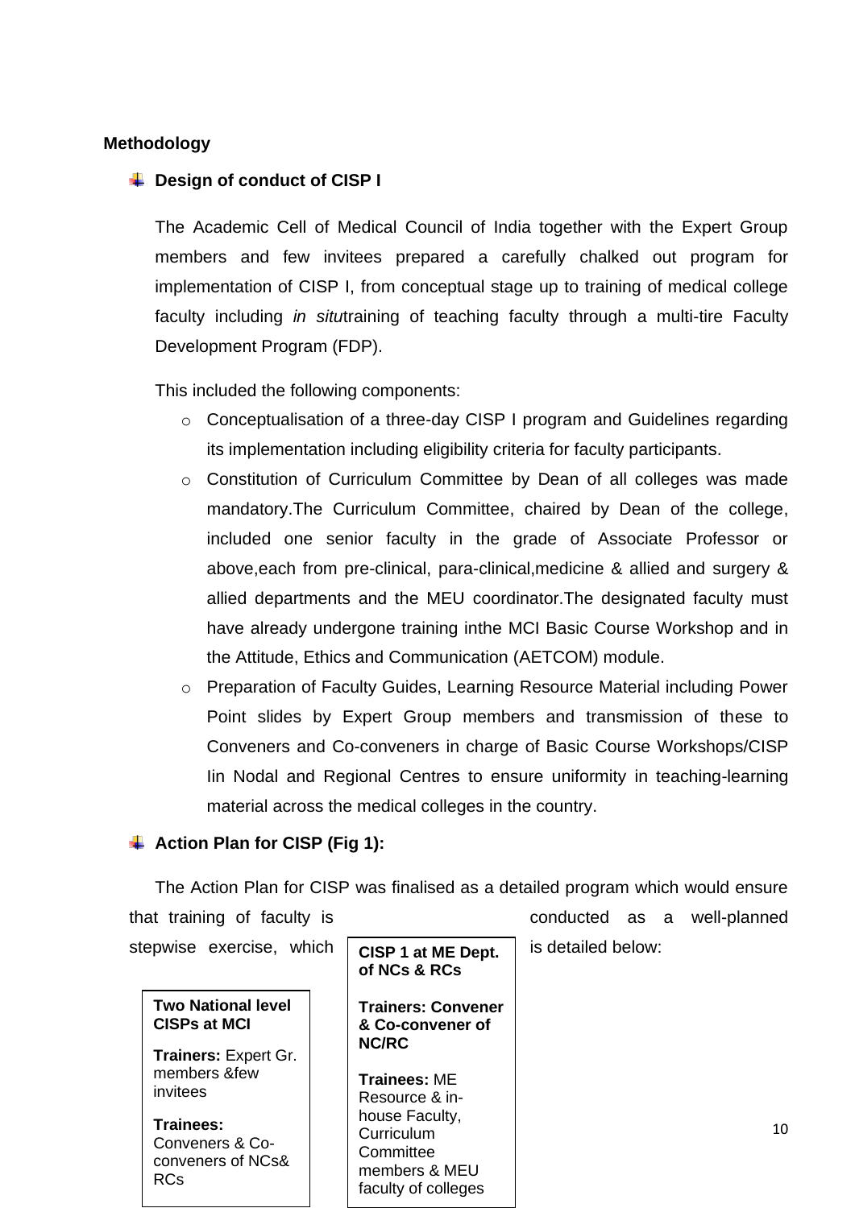**Methodology**

- **Design of conduct of CISP I**

The Academic Cell of Medical Council of India together with the Expert Group members and few invitees prepared a carefully chalked out program for implementation of CISP I, from conceptual stage up to training of medical college faculty including *in situ*training of teaching faculty through a multi-tire Faculty Development Program (FDP).

This included the following components:

- Conceptualisation of a three-day CISP I program and Guidelines regarding its implementation including eligibility criteria for faculty participants.
- Constitution of Curriculum Committee by Dean of all colleges was made mandatory.The Curriculum Committee, chaired by Dean of the college, included one senior faculty in the grade of Associate Professor or above,each from pre-clinical, para-clinical,medicine & allied and surgery & allied departments and the MEU coordinator.The designated faculty must have already undergone training inthe MCI Basic Course Workshop and in the Attitude, Ethics and Communication (AETCOM) module.
- Preparation of Faculty Guides, Learning Resource Material including Power Point slides by Expert Group members and transmission of these to Conveners and Co-conveners in charge of Basic Course Workshops/CISP Iin Nodal and Regional Centres to ensure uniformity in teaching-learning material across the medical colleges in the country.

- **Action Plan for CISP (Fig 1):**

The Action Plan for CISP was finalised as a detailed program which would ensure that training of faculty is conducted as a well-planned stepwise exercise, which is detailed below:

**Two National level CISPs at MCI**

**Trainers:** Expert Gr. members &few invitees

**Trainees:** Conveners & Co-conveners of NCs& RCs

**CISP 1 at ME Dept. of NCs & RCs**

**Trainers: Convener & Co-convener of NC/RC**

**Trainees:** ME Resource & in-house Faculty, Curriculum Committee members & MEU faculty of colleges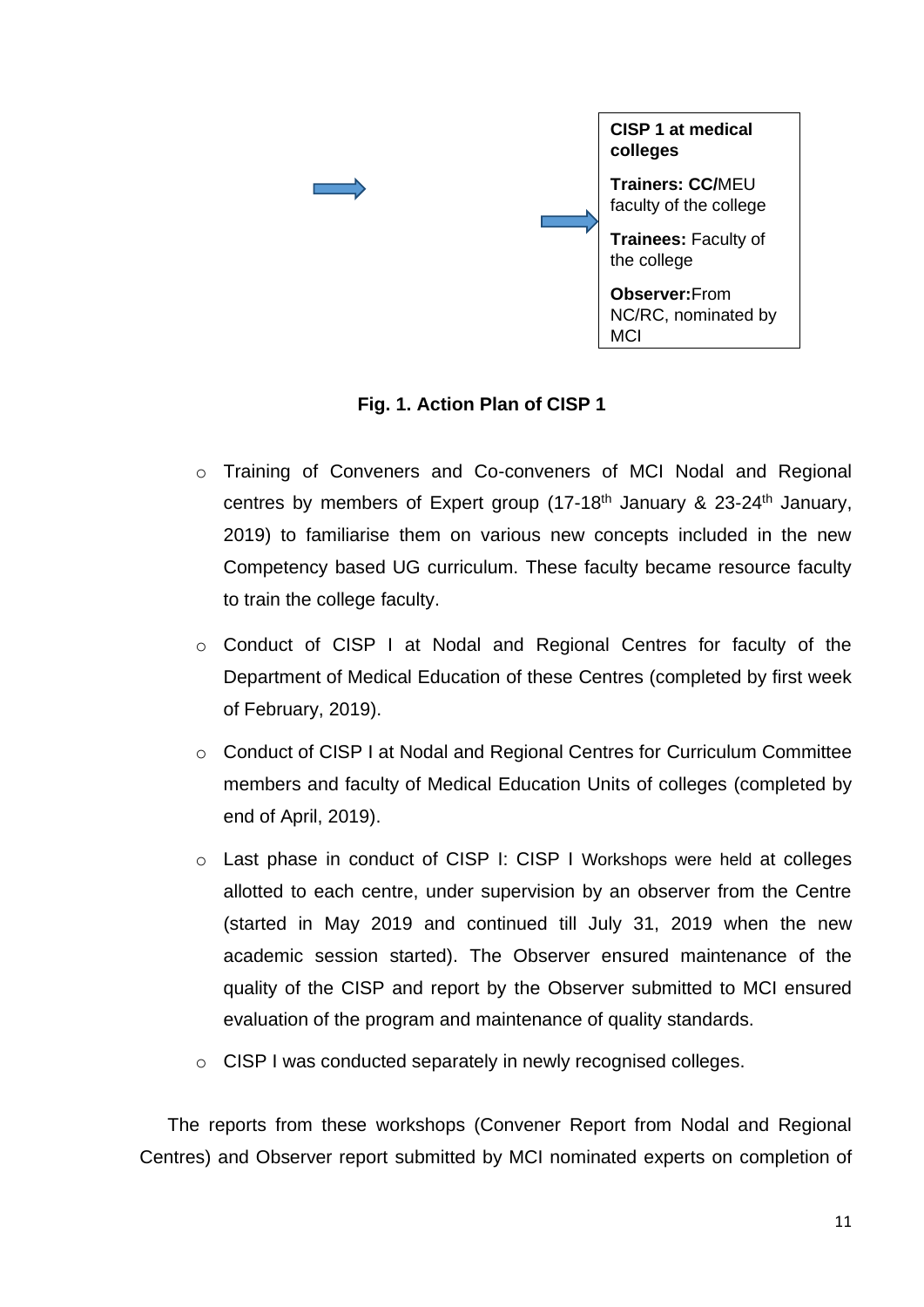**CISP 1 at medical colleges**

**Trainers: CC/**MEU faculty of the college

**Trainees:** Faculty of the college

**Observer:**From NC/RC, nominated by MCI

**Fig. 1. Action Plan of CISP 1**

- Training of Conveners and Co-conveners of MCI Nodal and Regional centres by members of Expert group (17-18th January & 23-24th January, 2019) to familiarise them on various new concepts included in the new Competency based UG curriculum. These faculty became resource faculty to train the college faculty.
- Conduct of CISP I at Nodal and Regional Centres for faculty of the Department of Medical Education of these Centres (completed by first week of February, 2019).
- Conduct of CISP I at Nodal and Regional Centres for Curriculum Committee members and faculty of Medical Education Units of colleges (completed by end of April, 2019).
- Last phase in conduct of CISP I: CISP I Workshops were held at colleges allotted to each centre, under supervision by an observer from the Centre (started in May 2019 and continued till July 31, 2019 when the new academic session started). The Observer ensured maintenance of the quality of the CISP and report by the Observer submitted to MCI ensured evaluation of the program and maintenance of quality standards.
- CISP I was conducted separately in newly recognised colleges.

The reports from these workshops (Convener Report from Nodal and Regional Centres) and Observer report submitted by MCI nominated experts on completion of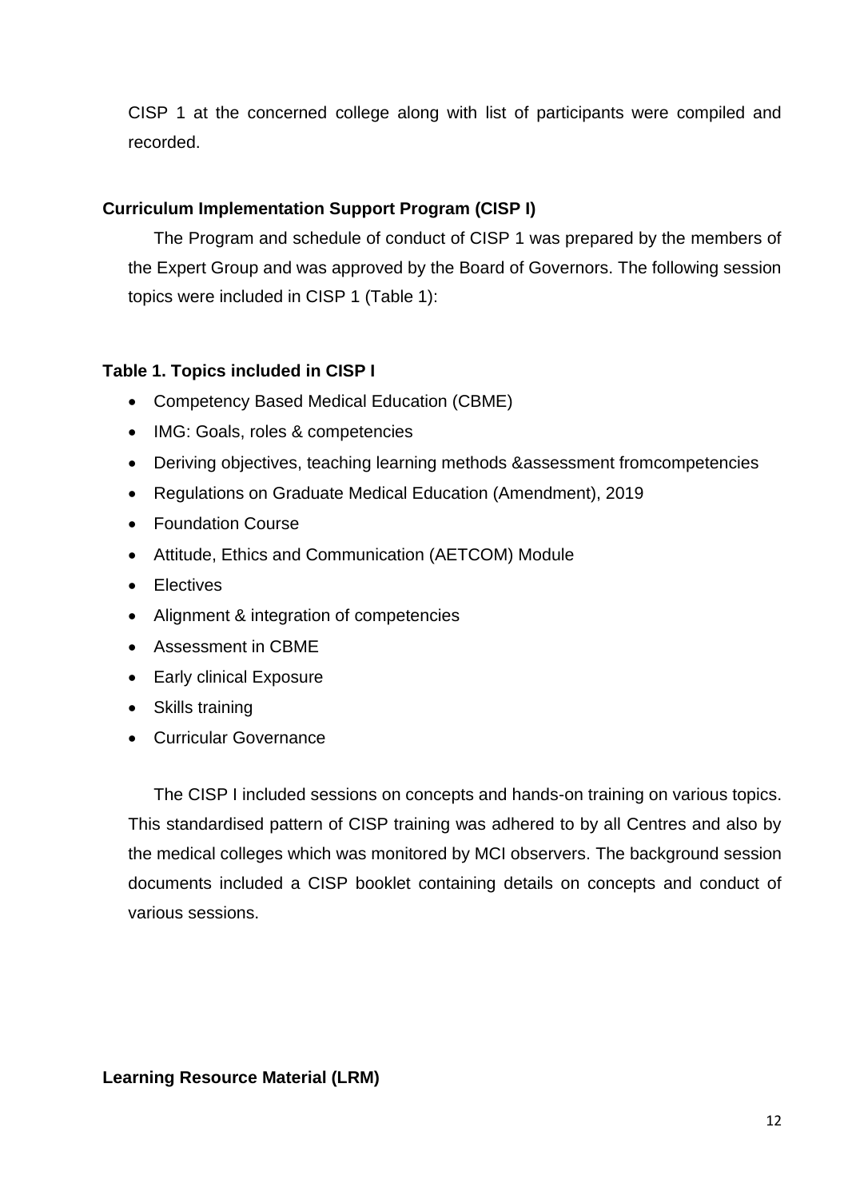CISP 1 at the concerned college along with list of participants were compiled and recorded.

## Curriculum Implementation Support Program (CISP I)

The Program and schedule of conduct of CISP 1 was prepared by the members of the Expert Group and was approved by the Board of Governors. The following session topics were included in CISP 1 (Table 1):

**Table 1. Topics included in CISP I**

- Competency Based Medical Education (CBME)
- IMG: Goals, roles & competencies
- Deriving objectives, teaching learning methods &assessment fromcompetencies
- Regulations on Graduate Medical Education (Amendment), 2019
- Foundation Course
- Attitude, Ethics and Communication (AETCOM) Module
- Electives
- Alignment & integration of competencies
- Assessment in CBME
- Early clinical Exposure
- Skills training
- Curricular Governance

The CISP I included sessions on concepts and hands-on training on various topics. This standardised pattern of CISP training was adhered to by all Centres and also by the medical colleges which was monitored by MCI observers. The background session documents included a CISP booklet containing details on concepts and conduct of various sessions.

## Learning Resource Material (LRM)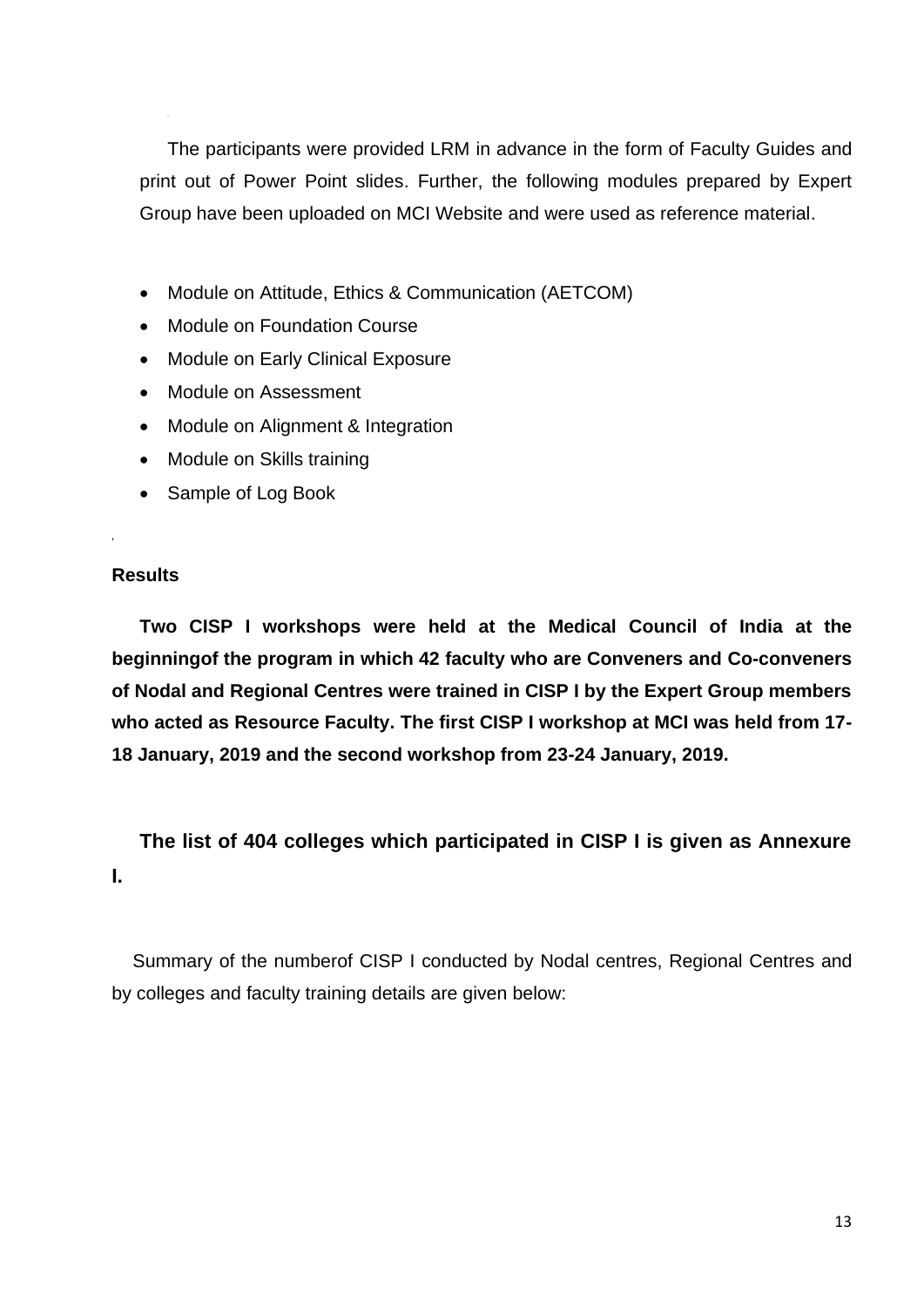The participants were provided LRM in advance in the form of Faculty Guides and print out of Power Point slides. Further, the following modules prepared by Expert Group have been uploaded on MCI Website and were used as reference material.

- Module on Attitude, Ethics & Communication (AETCOM)
- Module on Foundation Course
- Module on Early Clinical Exposure
- Module on Assessment
- Module on Alignment & Integration
- Module on Skills training
- Sample of Log Book

**Results**

**Two CISP I workshops were held at the Medical Council of India at the beginningof the program in which 42 faculty who are Conveners and Co-conveners of Nodal and Regional Centres were trained in CISP I by the Expert Group members who acted as Resource Faculty. The first CISP I workshop at MCI was held from 17-18 January, 2019 and the second workshop from 23-24 January, 2019.**

**The list of 404 colleges which participated in CISP I is given as Annexure I.**

Summary of the numberof CISP I conducted by Nodal centres, Regional Centres and by colleges and faculty training details are given below: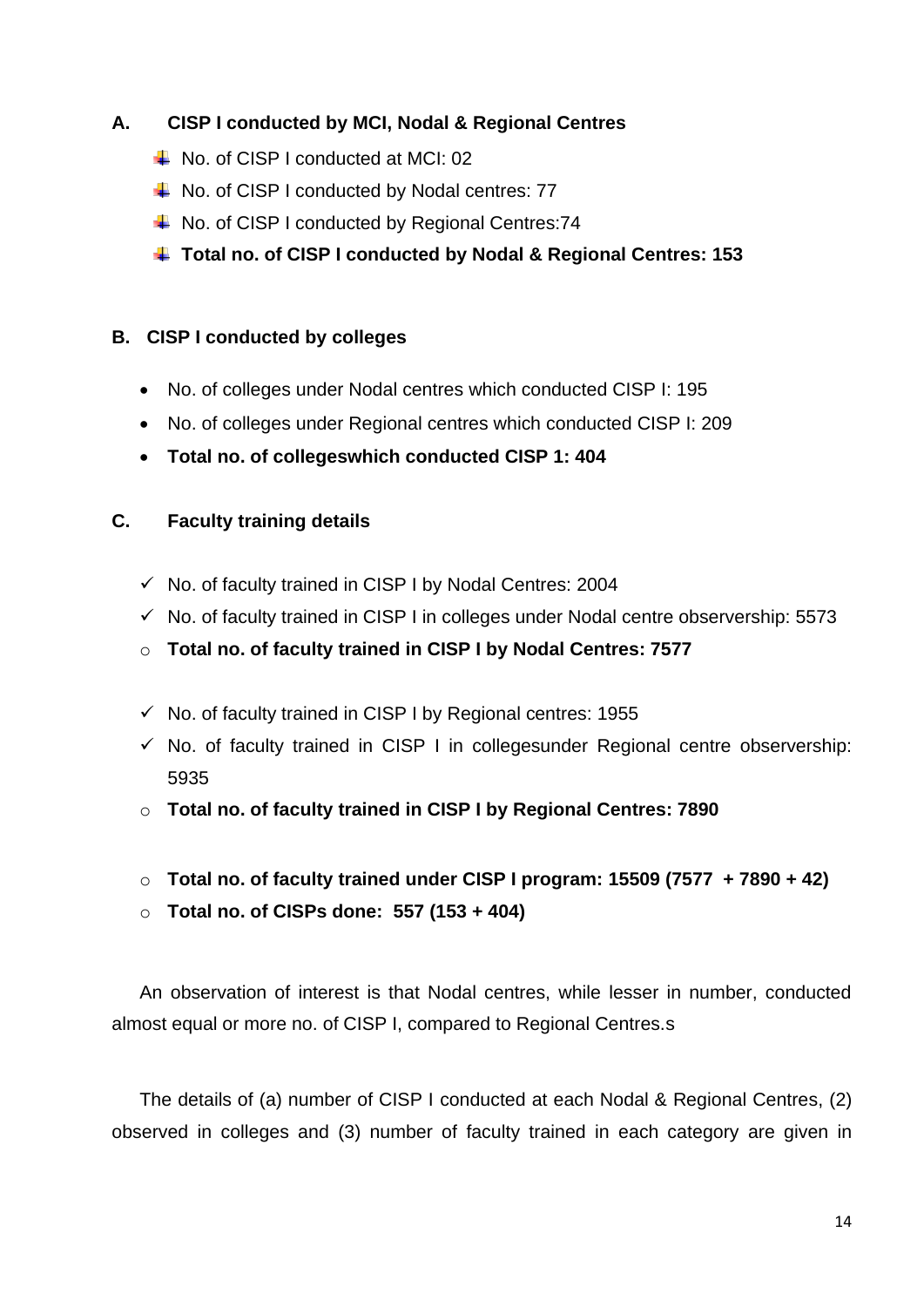## A. CISP I conducted by MCI, Nodal & Regional Centres

- No. of CISP I conducted at MCI: 02
- No. of CISP I conducted by Nodal centres: 77
- No. of CISP I conducted by Regional Centres:74
- **Total no. of CISP I conducted by Nodal & Regional Centres: 153**

## B. CISP I conducted by colleges

- No. of colleges under Nodal centres which conducted CISP I: 195
- No. of colleges under Regional centres which conducted CISP I: 209
- **Total no. of collegeswhich conducted CISP 1: 404**

## C. Faculty training details

- ✓ No. of faculty trained in CISP I by Nodal Centres: 2004
- ✓ No. of faculty trained in CISP I in colleges under Nodal centre observership: 5573
- **Total no. of faculty trained in CISP I by Nodal Centres: 7577**

- ✓ No. of faculty trained in CISP I by Regional centres: 1955
- ✓ No. of faculty trained in CISP I in collegesunder Regional centre observership: 5935
- **Total no. of faculty trained in CISP I by Regional Centres: 7890**

- **Total no. of faculty trained under CISP I program: 15509 (7577 + 7890 + 42)**
- **Total no. of CISPs done: 557 (153 + 404)**

An observation of interest is that Nodal centres, while lesser in number, conducted almost equal or more no. of CISP I, compared to Regional Centres.s

The details of (a) number of CISP I conducted at each Nodal & Regional Centres, (2) observed in colleges and (3) number of faculty trained in each category are given in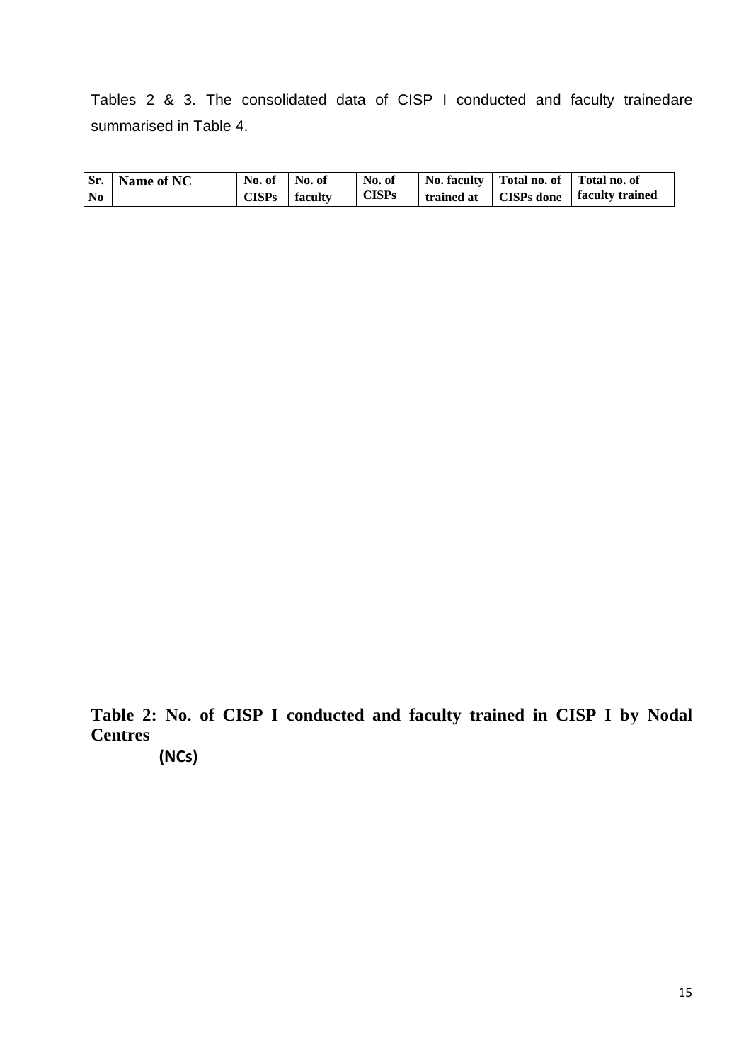Tables 2 & 3. The consolidated data of CISP I conducted and faculty trainedare summarised in Table 4.

| Sr. No | Name of NC | No. of CISPs | No. of faculty | No. of CISPs | No. faculty trained at | Total no. of CISPs done | Total no. of faculty trained |
|---|---|---|---|---|---|---|---|

**Table 2: No. of CISP I conducted and faculty trained in CISP I by Nodal Centres (NCs)**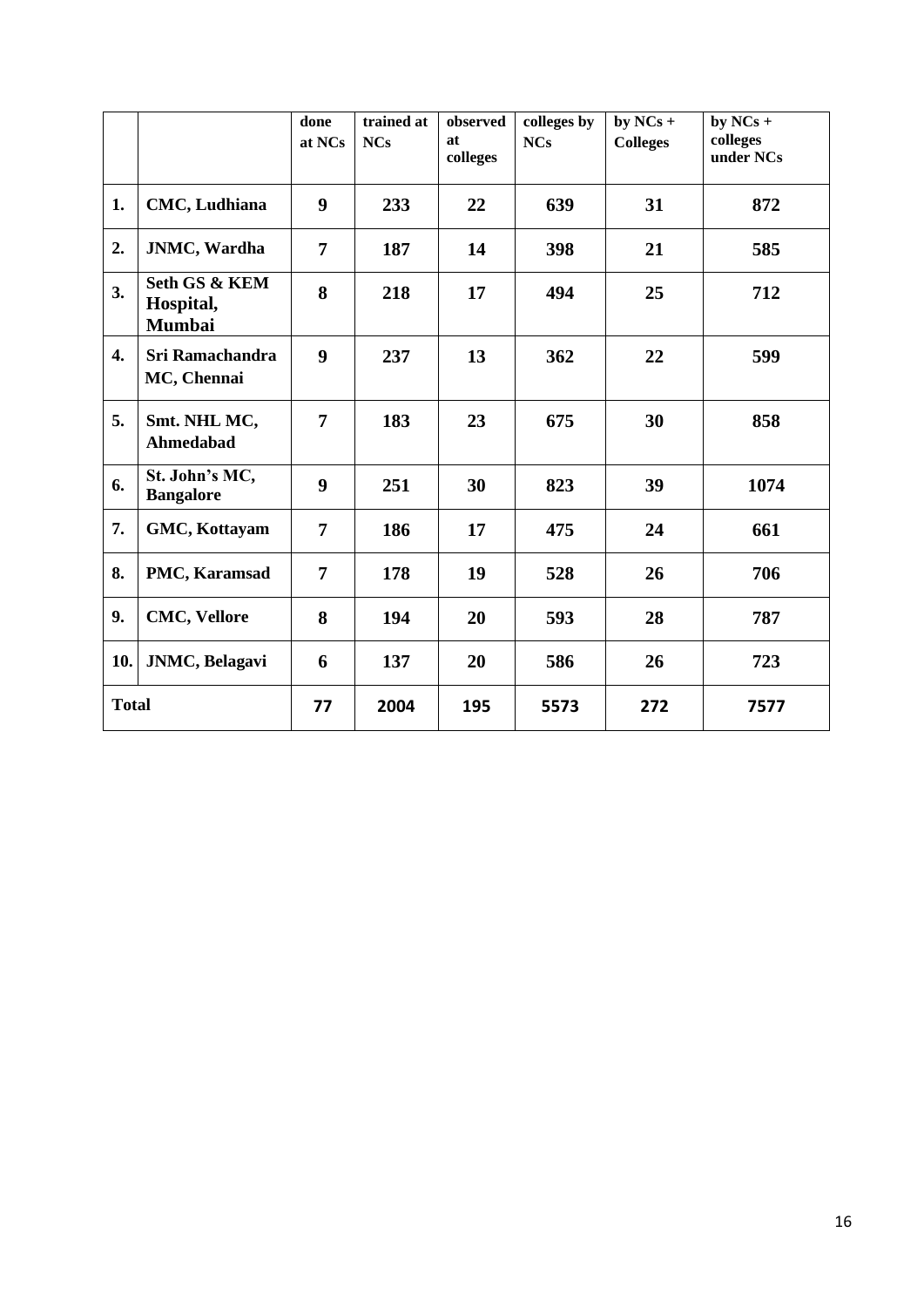| | | done at NCs | trained at NCs | observed at colleges | colleges by NCs | by NCs + Colleges | by NCs + colleges under NCs |
|---|---|---|---|---|---|---|---|
| 1. | CMC, Ludhiana | 9 | 233 | 22 | 639 | 31 | 872 |
| 2. | JNMC, Wardha | 7 | 187 | 14 | 398 | 21 | 585 |
| 3. | Seth GS & KEM Hospital, Mumbai | 8 | 218 | 17 | 494 | 25 | 712 |
| 4. | Sri Ramachandra MC, Chennai | 9 | 237 | 13 | 362 | 22 | 599 |
| 5. | Smt. NHL MC, Ahmedabad | 7 | 183 | 23 | 675 | 30 | 858 |
| 6. | St. John's MC, Bangalore | 9 | 251 | 30 | 823 | 39 | 1074 |
| 7. | GMC, Kottayam | 7 | 186 | 17 | 475 | 24 | 661 |
| 8. | PMC, Karamsad | 7 | 178 | 19 | 528 | 26 | 706 |
| 9. | CMC, Vellore | 8 | 194 | 20 | 593 | 28 | 787 |
| 10. | JNMC, Belagavi | 6 | 137 | 20 | 586 | 26 | 723 |
| **Total** | | **77** | **2004** | **195** | **5573** | **272** | **7577** |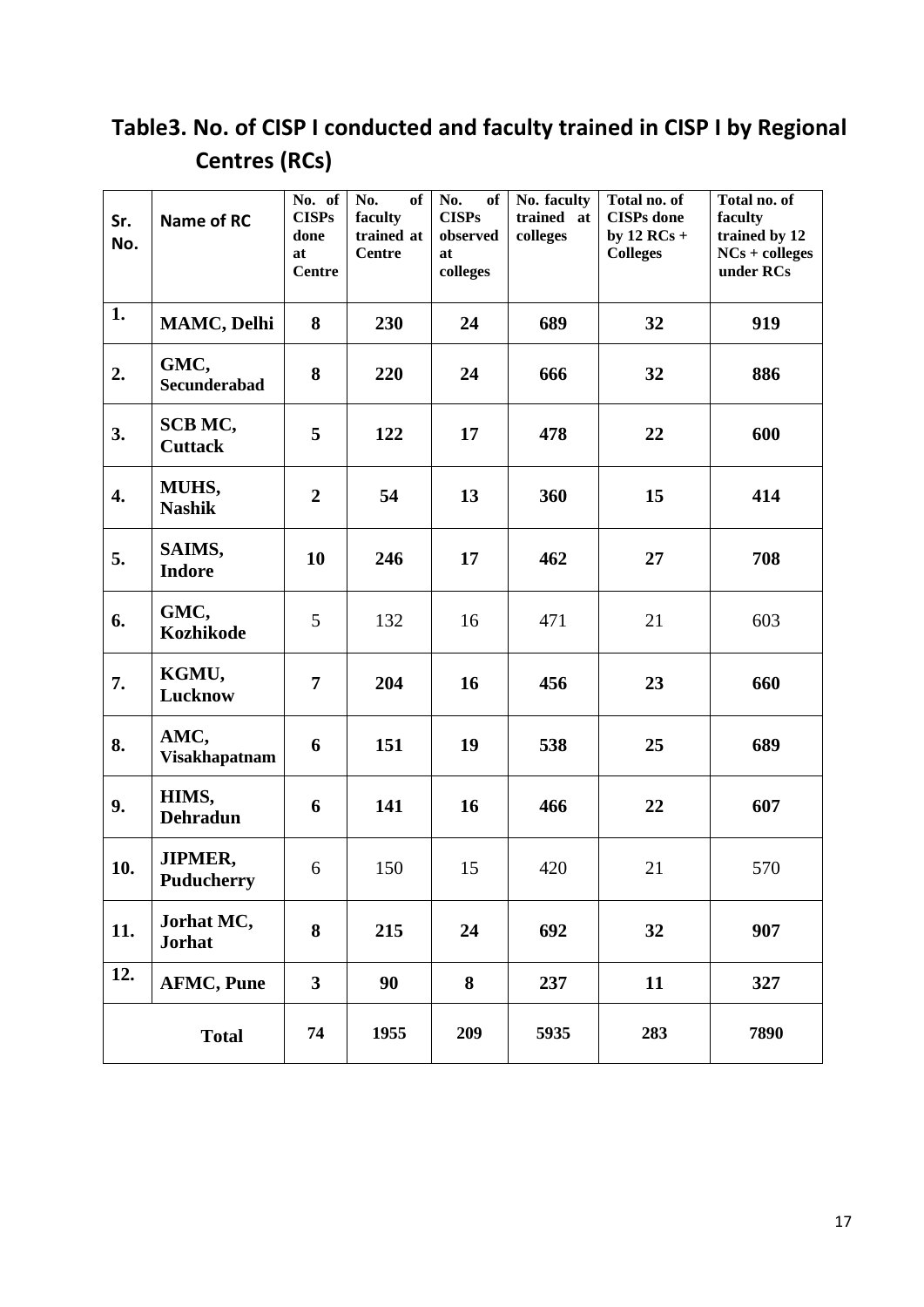## Table3. No. of CISP I conducted and faculty trained in CISP I by Regional Centres (RCs)

| Sr. No. | Name of RC | No. of CISPs done at Centre | No. of faculty trained at Centre | No. of CISPs observed at colleges | No. faculty trained at colleges | Total no. of CISPs done by 12 RCs + Colleges | Total no. of faculty trained by 12 NCs + colleges under RCs |
|---|---|---|---|---|---|---|---|
| 1. | MAMC, Delhi | 8 | 230 | 24 | 689 | 32 | 919 |
| 2. | GMC, Secunderabad | 8 | 220 | 24 | 666 | 32 | 886 |
| 3. | SCB MC, Cuttack | 5 | 122 | 17 | 478 | 22 | 600 |
| 4. | MUHS, Nashik | 2 | 54 | 13 | 360 | 15 | 414 |
| 5. | SAIMS, Indore | 10 | 246 | 17 | 462 | 27 | 708 |
| 6. | GMC, Kozhikode | 5 | 132 | 16 | 471 | 21 | 603 |
| 7. | KGMU, Lucknow | 7 | 204 | 16 | 456 | 23 | 660 |
| 8. | AMC, Visakhapatnam | 6 | 151 | 19 | 538 | 25 | 689 |
| 9. | HIMS, Dehradun | 6 | 141 | 16 | 466 | 22 | 607 |
| 10. | JIPMER, Puducherry | 6 | 150 | 15 | 420 | 21 | 570 |
| 11. | Jorhat MC, Jorhat | 8 | 215 | 24 | 692 | 32 | 907 |
| 12. | AFMC, Pune | 3 | 90 | 8 | 237 | 11 | 327 |
| | **Total** | 74 | 1955 | 209 | 5935 | 283 | 7890 |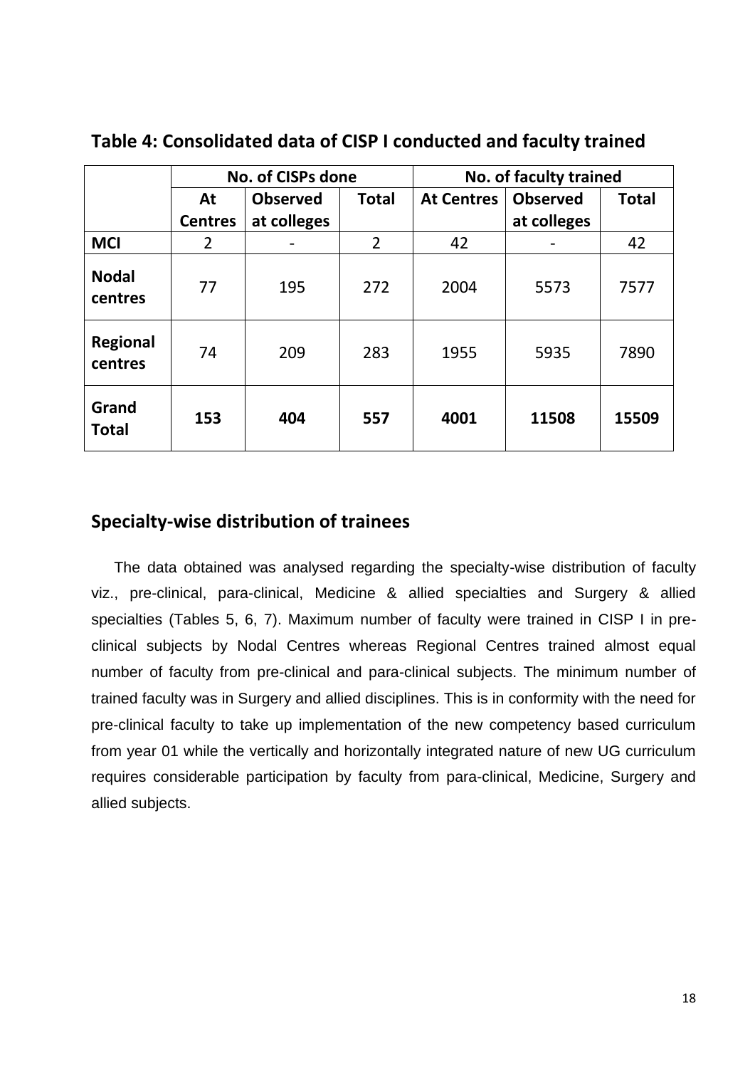## Table 4: Consolidated data of CISP I conducted and faculty trained

| | No. of CISPs done | | | No. of faculty trained | | |
|---|---|---|---|---|---|---|
| | At Centres | Observed at colleges | Total | At Centres | Observed at colleges | Total |
| **MCI** | 2 | - | 2 | 42 | - | 42 |
| **Nodal centres** | 77 | 195 | 272 | 2004 | 5573 | 7577 |
| **Regional centres** | 74 | 209 | 283 | 1955 | 5935 | 7890 |
| **Grand Total** | **153** | **404** | **557** | **4001** | **11508** | **15509** |

## Specialty-wise distribution of trainees

The data obtained was analysed regarding the specialty-wise distribution of faculty viz., pre-clinical, para-clinical, Medicine & allied specialties and Surgery & allied specialties (Tables 5, 6, 7). Maximum number of faculty were trained in CISP I in pre-clinical subjects by Nodal Centres whereas Regional Centres trained almost equal number of faculty from pre-clinical and para-clinical subjects. The minimum number of trained faculty was in Surgery and allied disciplines. This is in conformity with the need for pre-clinical faculty to take up implementation of the new competency based curriculum from year 01 while the vertically and horizontally integrated nature of new UG curriculum requires considerable participation by faculty from para-clinical, Medicine, Surgery and allied subjects.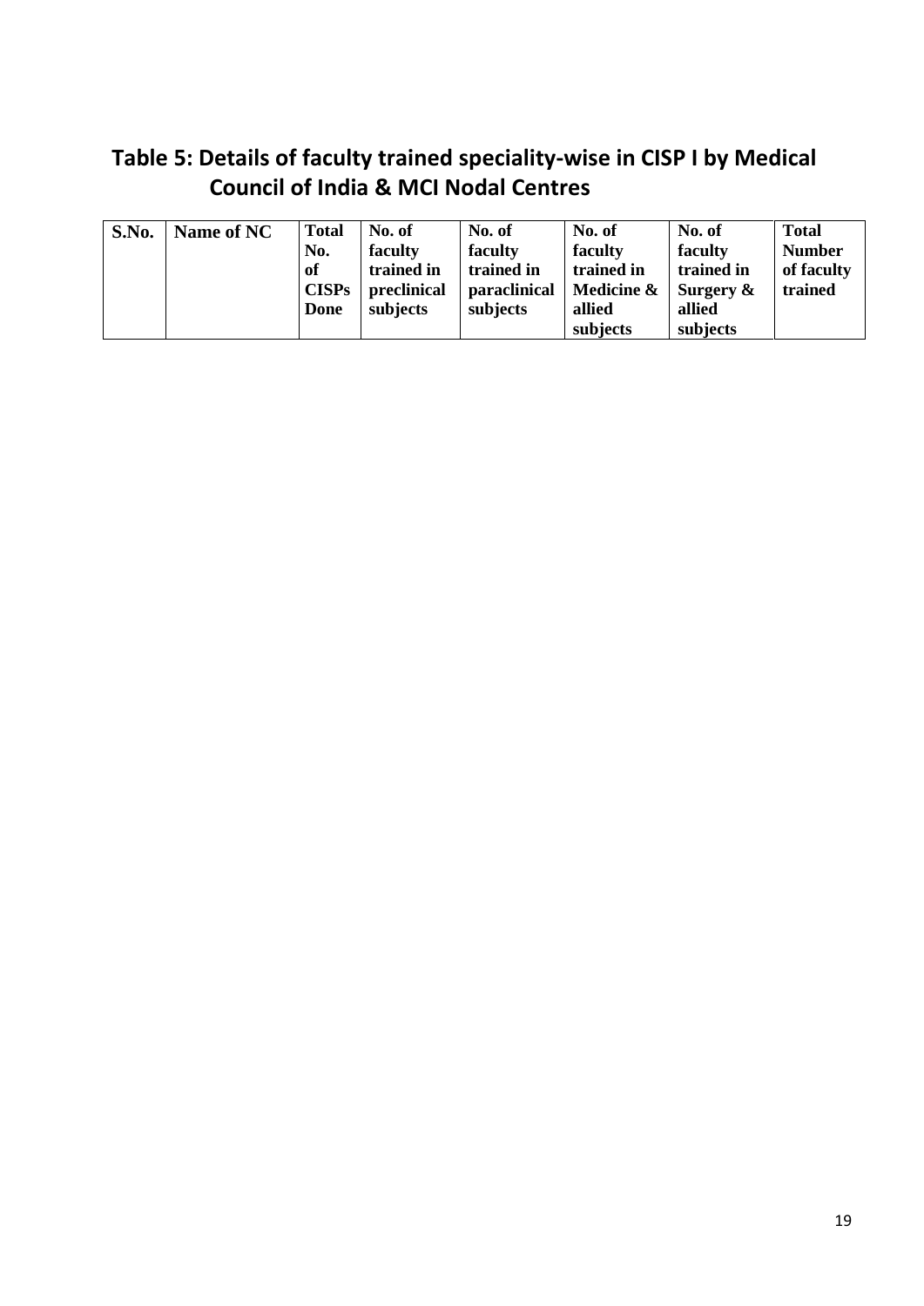## Table 5: Details of faculty trained speciality-wise in CISP I by Medical Council of India & MCI Nodal Centres

| S.No. | Name of NC | Total No. of CISPs Done | No. of faculty trained in preclinical subjects | No. of faculty trained in paraclinical subjects | No. of faculty trained in Medicine & allied subjects | No. of faculty trained in Surgery & allied subjects | Total Number of faculty trained |
|---|---|---|---|---|---|---|---|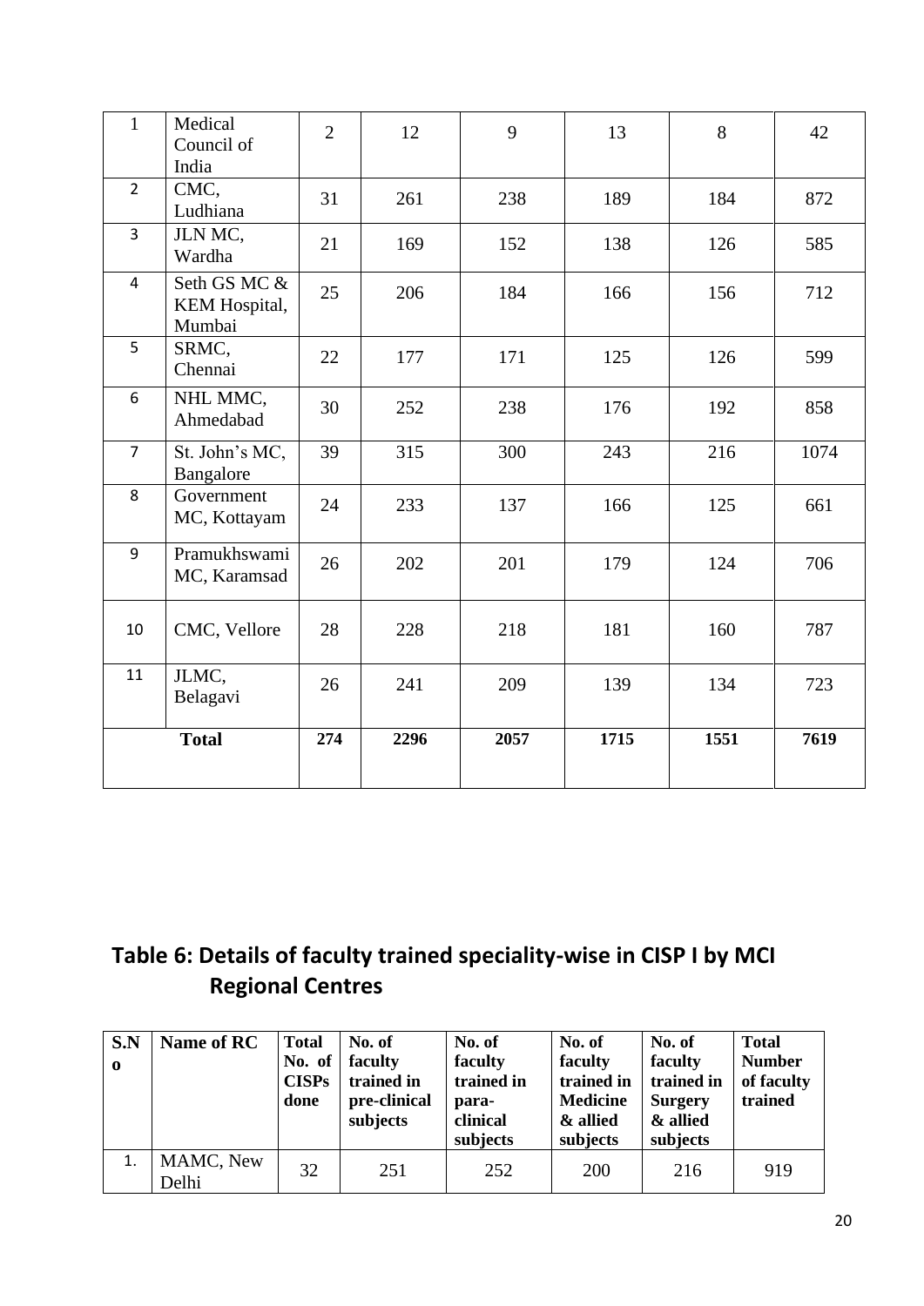| 1 | Medical Council of India | 2 | 12 | 9 | 13 | 8 | 42 |
|---|---|---|---|---|---|---|---|
| 2 | CMC, Ludhiana | 31 | 261 | 238 | 189 | 184 | 872 |
| 3 | JLN MC, Wardha | 21 | 169 | 152 | 138 | 126 | 585 |
| 4 | Seth GS MC & KEM Hospital, Mumbai | 25 | 206 | 184 | 166 | 156 | 712 |
| 5 | SRMC, Chennai | 22 | 177 | 171 | 125 | 126 | 599 |
| 6 | NHL MMC, Ahmedabad | 30 | 252 | 238 | 176 | 192 | 858 |
| 7 | St. John's MC, Bangalore | 39 | 315 | 300 | 243 | 216 | 1074 |
| 8 | Government MC, Kottayam | 24 | 233 | 137 | 166 | 125 | 661 |
| 9 | Pramukhswami MC, Karamsad | 26 | 202 | 201 | 179 | 124 | 706 |
| 10 | CMC, Vellore | 28 | 228 | 218 | 181 | 160 | 787 |
| 11 | JLMC, Belagavi | 26 | 241 | 209 | 139 | 134 | 723 |
| **Total** | | **274** | **2296** | **2057** | **1715** | **1551** | **7619** |

## Table 6: Details of faculty trained speciality-wise in CISP I by MCI Regional Centres

| S.No | Name of RC | Total No. of CISPs done | No. of faculty trained in pre-clinical subjects | No. of faculty trained in para-clinical subjects | No. of faculty trained in Medicine & allied subjects | No. of faculty trained in Surgery & allied subjects | Total Number of faculty trained |
|---|---|---|---|---|---|---|---|
| 1. | MAMC, New Delhi | 32 | 251 | 252 | 200 | 216 | 919 |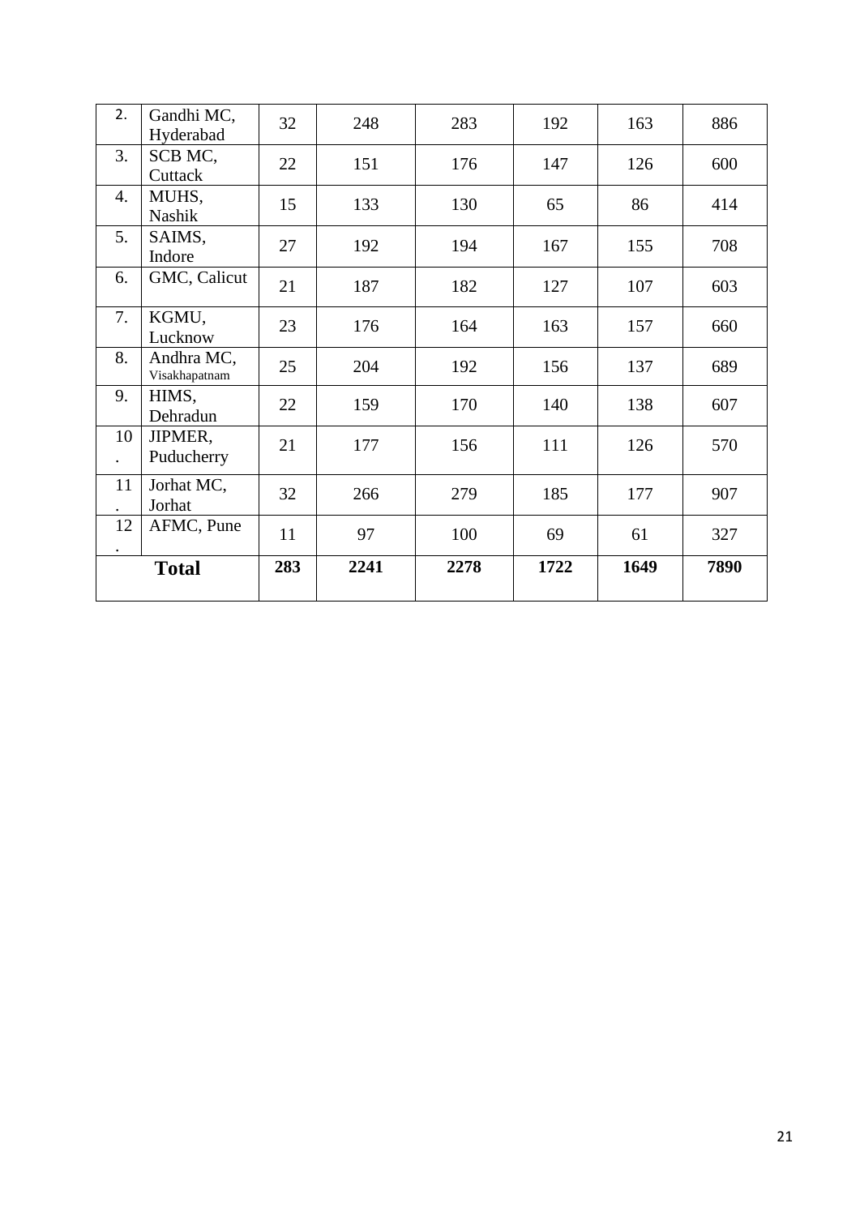| 2. | Gandhi MC, Hyderabad | 32 | 248 | 283 | 192 | 163 | 886 |
|---|---|---|---|---|---|---|---|
| 3. | SCB MC, Cuttack | 22 | 151 | 176 | 147 | 126 | 600 |
| 4. | MUHS, Nashik | 15 | 133 | 130 | 65 | 86 | 414 |
| 5. | SAIMS, Indore | 27 | 192 | 194 | 167 | 155 | 708 |
| 6. | GMC, Calicut | 21 | 187 | 182 | 127 | 107 | 603 |
| 7. | KGMU, Lucknow | 23 | 176 | 164 | 163 | 157 | 660 |
| 8. | Andhra MC, Visakhapatnam | 25 | 204 | 192 | 156 | 137 | 689 |
| 9. | HIMS, Dehradun | 22 | 159 | 170 | 140 | 138 | 607 |
| 10. | JIPMER, Puducherry | 21 | 177 | 156 | 111 | 126 | 570 |
| 11. | Jorhat MC, Jorhat | 32 | 266 | 279 | 185 | 177 | 907 |
| 12. | AFMC, Pune | 11 | 97 | 100 | 69 | 61 | 327 |
| **Total** | | **283** | **2241** | **2278** | **1722** | **1649** | **7890** |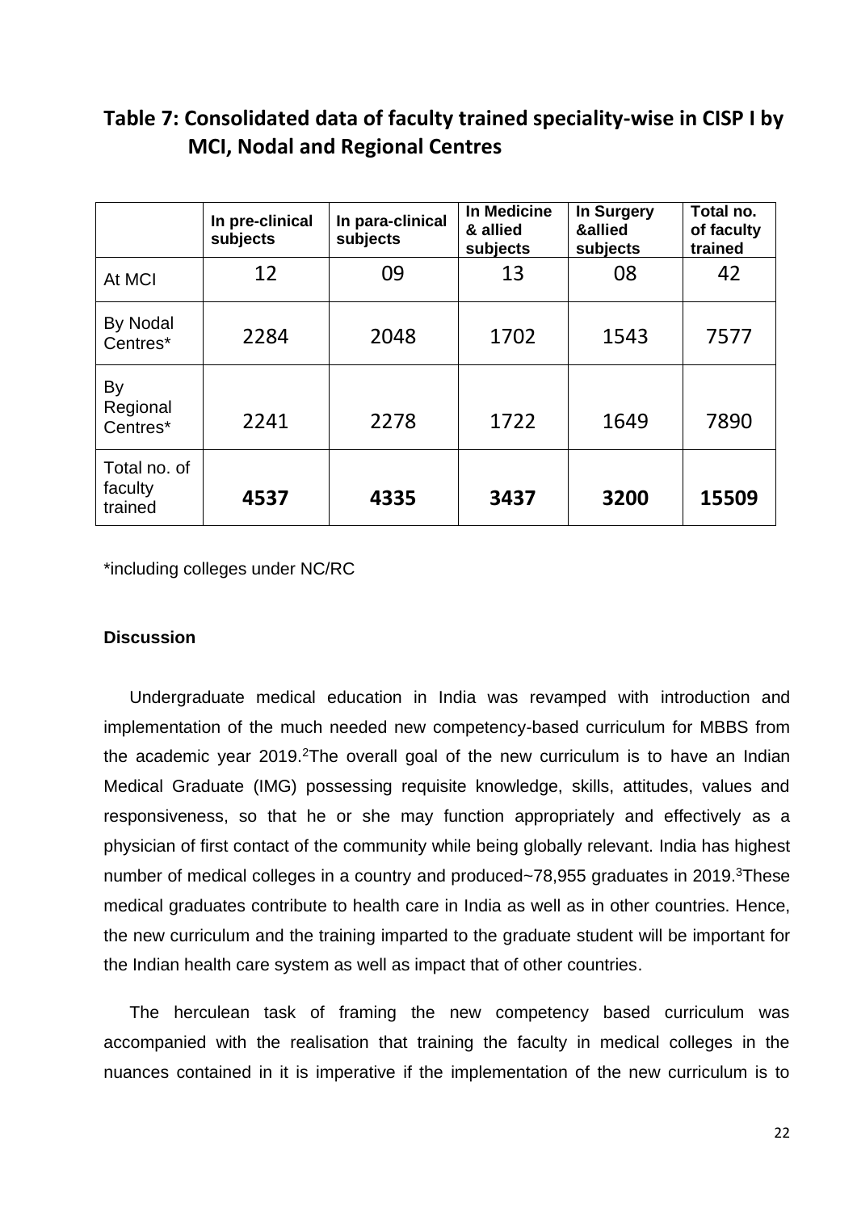## Table 7: Consolidated data of faculty trained speciality-wise in CISP I by MCI, Nodal and Regional Centres

| | In pre-clinical subjects | In para-clinical subjects | In Medicine & allied subjects | In Surgery &allied subjects | Total no. of faculty trained |
|---|---|---|---|---|---|
| At MCI | 12 | 09 | 13 | 08 | 42 |
| By Nodal Centres* | 2284 | 2048 | 1702 | 1543 | 7577 |
| By Regional Centres* | 2241 | 2278 | 1722 | 1649 | 7890 |
| Total no. of faculty trained | **4537** | **4335** | **3437** | **3200** | **15509** |

*including colleges under NC/RC

**Discussion**

Undergraduate medical education in India was revamped with introduction and implementation of the much needed new competency-based curriculum for MBBS from the academic year 2019.[2]The overall goal of the new curriculum is to have an Indian Medical Graduate (IMG) possessing requisite knowledge, skills, attitudes, values and responsiveness, so that he or she may function appropriately and effectively as a physician of first contact of the community while being globally relevant. India has highest number of medical colleges in a country and produced~78,955 graduates in 2019.[3]These medical graduates contribute to health care in India as well as in other countries. Hence, the new curriculum and the training imparted to the graduate student will be important for the Indian health care system as well as impact that of other countries.

The herculean task of framing the new competency based curriculum was accompanied with the realisation that training the faculty in medical colleges in the nuances contained in it is imperative if the implementation of the new curriculum is to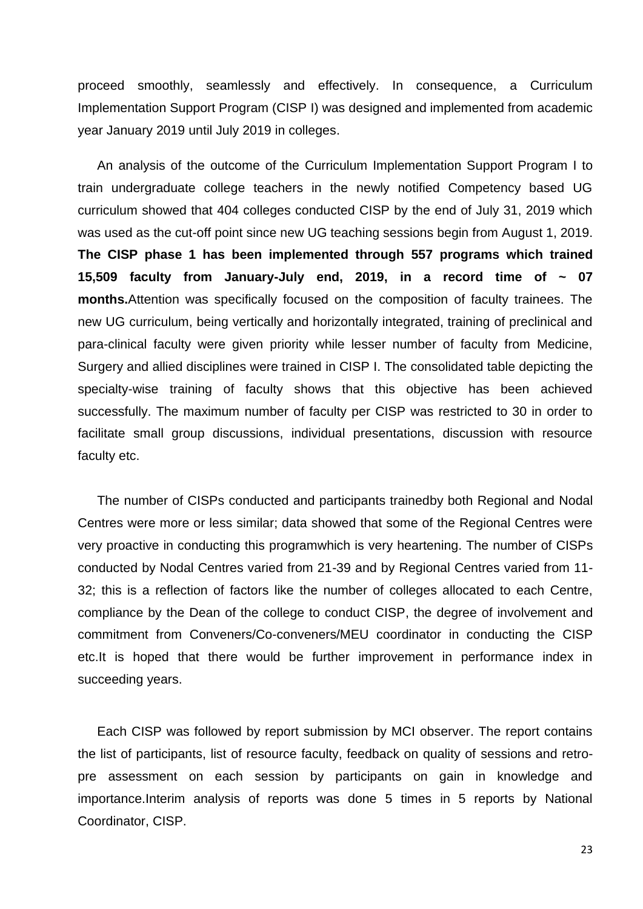proceed smoothly, seamlessly and effectively. In consequence, a Curriculum Implementation Support Program (CISP I) was designed and implemented from academic year January 2019 until July 2019 in colleges.

An analysis of the outcome of the Curriculum Implementation Support Program I to train undergraduate college teachers in the newly notified Competency based UG curriculum showed that 404 colleges conducted CISP by the end of July 31, 2019 which was used as the cut-off point since new UG teaching sessions begin from August 1, 2019. **The CISP phase 1 has been implemented through 557 programs which trained 15,509 faculty from January-July end, 2019, in a record time of ~ 07 months.**Attention was specifically focused on the composition of faculty trainees. The new UG curriculum, being vertically and horizontally integrated, training of preclinical and para-clinical faculty were given priority while lesser number of faculty from Medicine, Surgery and allied disciplines were trained in CISP I. The consolidated table depicting the specialty-wise training of faculty shows that this objective has been achieved successfully. The maximum number of faculty per CISP was restricted to 30 in order to facilitate small group discussions, individual presentations, discussion with resource faculty etc.

The number of CISPs conducted and participants trainedby both Regional and Nodal Centres were more or less similar; data showed that some of the Regional Centres were very proactive in conducting this programwhich is very heartening. The number of CISPs conducted by Nodal Centres varied from 21-39 and by Regional Centres varied from 11-32; this is a reflection of factors like the number of colleges allocated to each Centre, compliance by the Dean of the college to conduct CISP, the degree of involvement and commitment from Conveners/Co-conveners/MEU coordinator in conducting the CISP etc.It is hoped that there would be further improvement in performance index in succeeding years.

Each CISP was followed by report submission by MCI observer. The report contains the list of participants, list of resource faculty, feedback on quality of sessions and retro-pre assessment on each session by participants on gain in knowledge and importance.Interim analysis of reports was done 5 times in 5 reports by National Coordinator, CISP.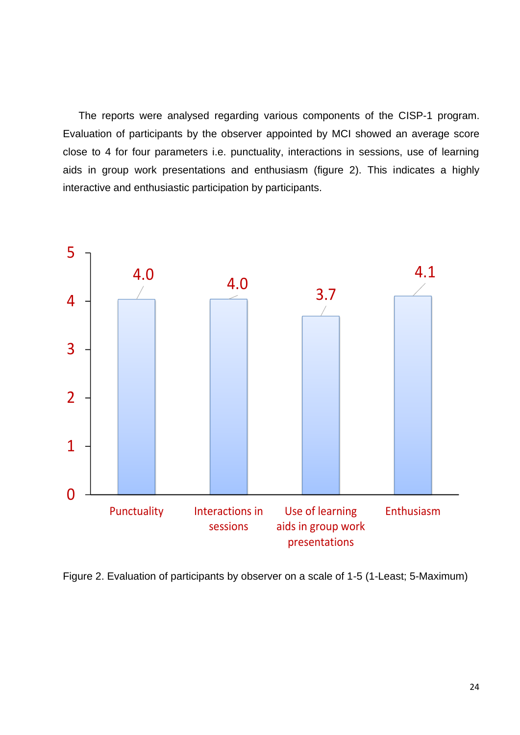The reports were analysed regarding various components of the CISP-1 program. Evaluation of participants by the observer appointed by MCI showed an average score close to 4 for four parameters i.e. punctuality, interactions in sessions, use of learning aids in group work presentations and enthusiasm (figure 2). This indicates a highly interactive and enthusiastic participation by participants.

Figure 2. Evaluation of participants by observer on a scale of 1-5 (1-Least; 5-Maximum)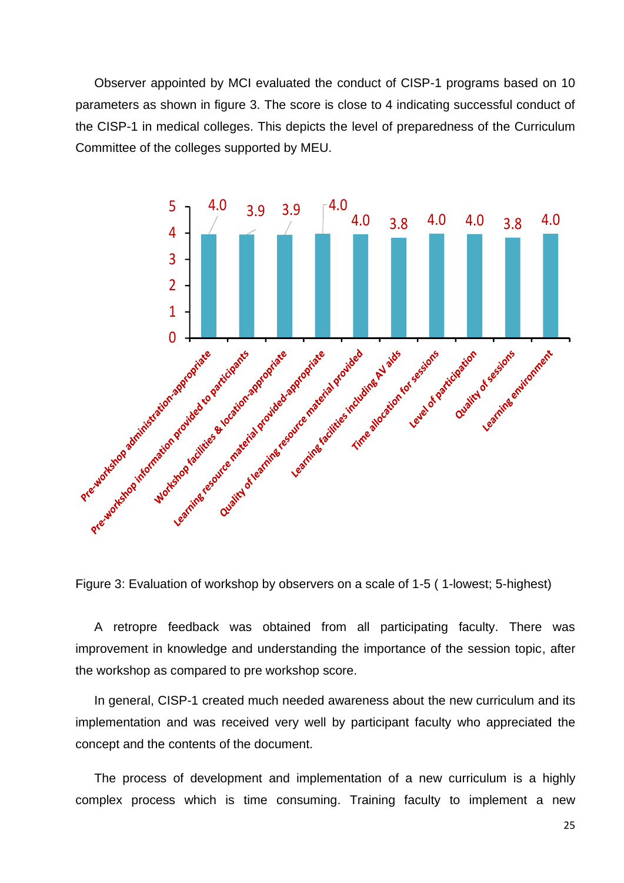Observer appointed by MCI evaluated the conduct of CISP-1 programs based on 10 parameters as shown in figure 3. The score is close to 4 indicating successful conduct of the CISP-1 in medical colleges. This depicts the level of preparedness of the Curriculum Committee of the colleges supported by MEU.

| Parameter | Score |
|---|---|
| Pre-workshop administration-appropriate | 4.0 |
| Pre-workshop information provided to participants | 3.9 |
| Workshop facilities & location-appropriate | 3.9 |
| Learning resource material provided-appropriate | 4.0 |
| Quality of learning resource material provided | 4.0 |
| Learning facilities including AV aids | 3.8 |
| Time allocation for sessions | 4.0 |
| Level of participation | 4.0 |
| Quality of sessions | 3.8 |
| Learning environment | 4.0 |

Figure 3: Evaluation of workshop by observers on a scale of 1-5 ( 1-lowest; 5-highest)

A retropre feedback was obtained from all participating faculty. There was improvement in knowledge and understanding the importance of the session topic, after the workshop as compared to pre workshop score.

In general, CISP-1 created much needed awareness about the new curriculum and its implementation and was received very well by participant faculty who appreciated the concept and the contents of the document.

The process of development and implementation of a new curriculum is a highly complex process which is time consuming. Training faculty to implement a new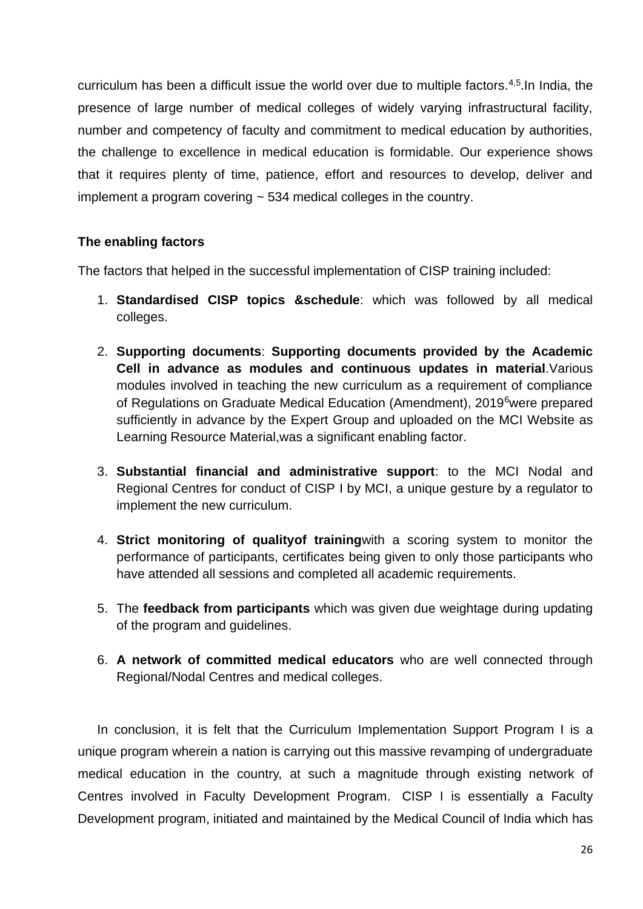curriculum has been a difficult issue the world over due to multiple factors.[4,5].In India, the presence of large number of medical colleges of widely varying infrastructural facility, number and competency of faculty and commitment to medical education by authorities, the challenge to excellence in medical education is formidable. Our experience shows that it requires plenty of time, patience, effort and resources to develop, deliver and implement a program covering ~ 534 medical colleges in the country.

**The enabling factors**

The factors that helped in the successful implementation of CISP training included:

1. **Standardised CISP topics &schedule**: which was followed by all medical colleges.

2. **Supporting documents**: **Supporting documents provided by the Academic Cell in advance as modules and continuous updates in material**.Various modules involved in teaching the new curriculum as a requirement of compliance of Regulations on Graduate Medical Education (Amendment), 2019[6]were prepared sufficiently in advance by the Expert Group and uploaded on the MCI Website as Learning Resource Material,was a significant enabling factor.

3. **Substantial financial and administrative support**: to the MCI Nodal and Regional Centres for conduct of CISP I by MCI, a unique gesture by a regulator to implement the new curriculum.

4. **Strict monitoring of qualityof training**with a scoring system to monitor the performance of participants, certificates being given to only those participants who have attended all sessions and completed all academic requirements.

5. The **feedback from participants** which was given due weightage during updating of the program and guidelines.

6. **A network of committed medical educators** who are well connected through Regional/Nodal Centres and medical colleges.

In conclusion, it is felt that the Curriculum Implementation Support Program I is a unique program wherein a nation is carrying out this massive revamping of undergraduate medical education in the country, at such a magnitude through existing network of Centres involved in Faculty Development Program. CISP I is essentially a Faculty Development program, initiated and maintained by the Medical Council of India which has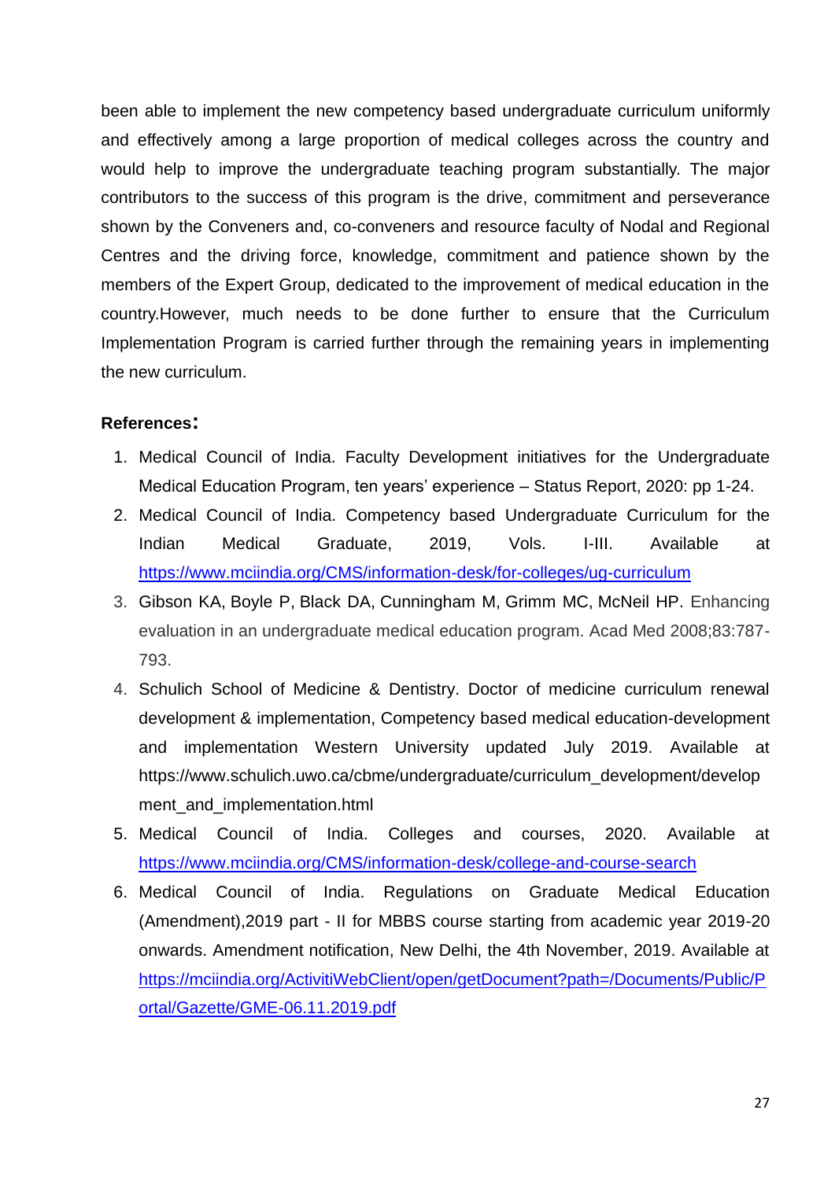been able to implement the new competency based undergraduate curriculum uniformly and effectively among a large proportion of medical colleges across the country and would help to improve the undergraduate teaching program substantially. The major contributors to the success of this program is the drive, commitment and perseverance shown by the Conveners and, co-conveners and resource faculty of Nodal and Regional Centres and the driving force, knowledge, commitment and patience shown by the members of the Expert Group, dedicated to the improvement of medical education in the country.However, much needs to be done further to ensure that the Curriculum Implementation Program is carried further through the remaining years in implementing the new curriculum.

**References:**

1. Medical Council of India. Faculty Development initiatives for the Undergraduate Medical Education Program, ten years' experience – Status Report, 2020: pp 1-24.
2. Medical Council of India. Competency based Undergraduate Curriculum for the Indian Medical Graduate, 2019, Vols. I-III. Available at https://www.mciindia.org/CMS/information-desk/for-colleges/ug-curriculum
3. Gibson KA, Boyle P, Black DA, Cunningham M, Grimm MC, McNeil HP. Enhancing evaluation in an undergraduate medical education program. Acad Med 2008;83:787-793.
4. Schulich School of Medicine & Dentistry. Doctor of medicine curriculum renewal development & implementation, Competency based medical education-development and implementation Western University updated July 2019. Available at https://www.schulich.uwo.ca/cbme/undergraduate/curriculum_development/development_and_implementation.html
5. Medical Council of India. Colleges and courses, 2020. Available at https://www.mciindia.org/CMS/information-desk/college-and-course-search
6. Medical Council of India. Regulations on Graduate Medical Education (Amendment),2019 part - II for MBBS course starting from academic year 2019-20 onwards. Amendment notification, New Delhi, the 4th November, 2019. Available at https://mciindia.org/ActivitiWebClient/open/getDocument?path=/Documents/Public/Portal/Gazette/GME-06.11.2019.pdf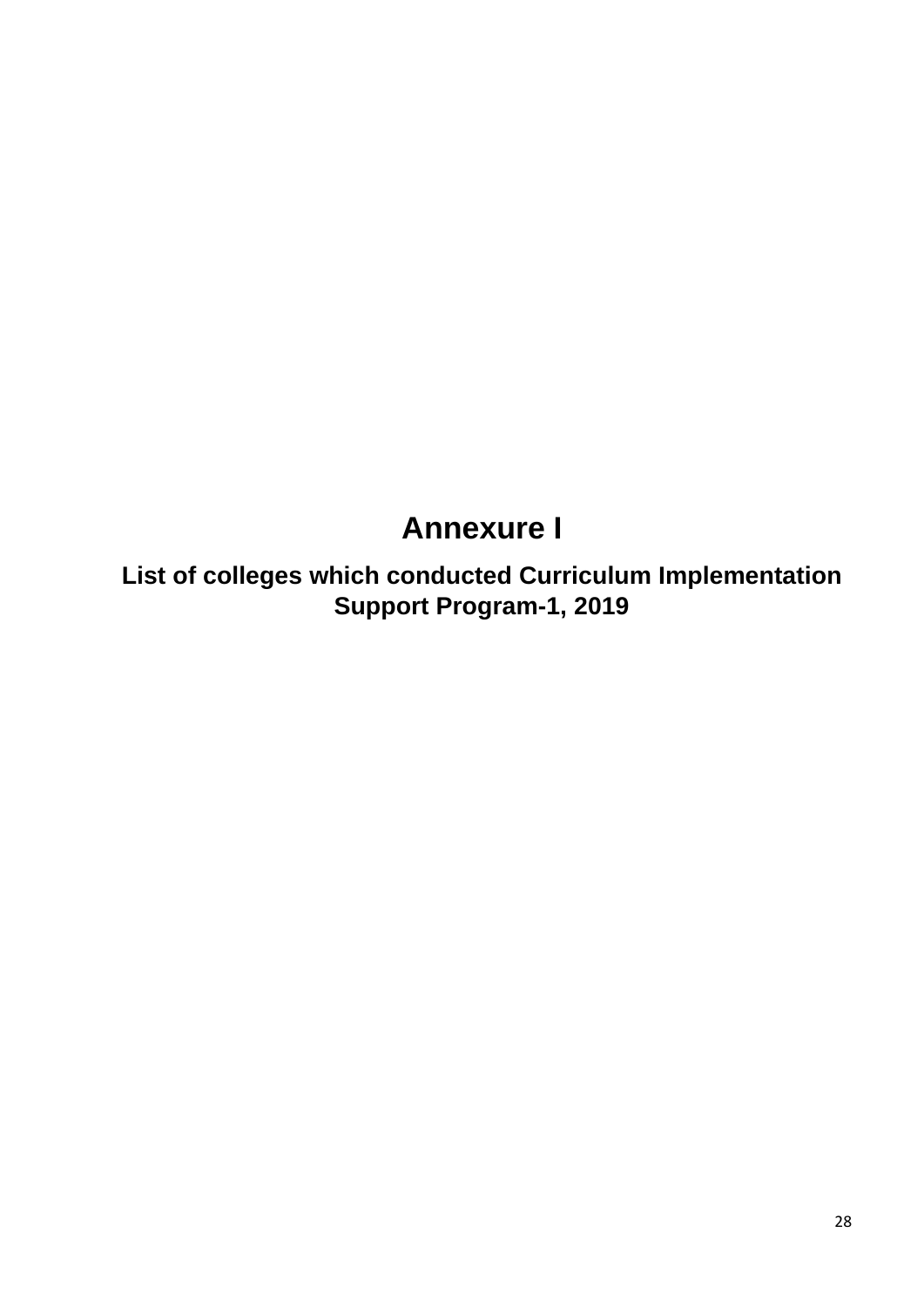# Annexure I

## List of colleges which conducted Curriculum Implementation Support Program-1, 2019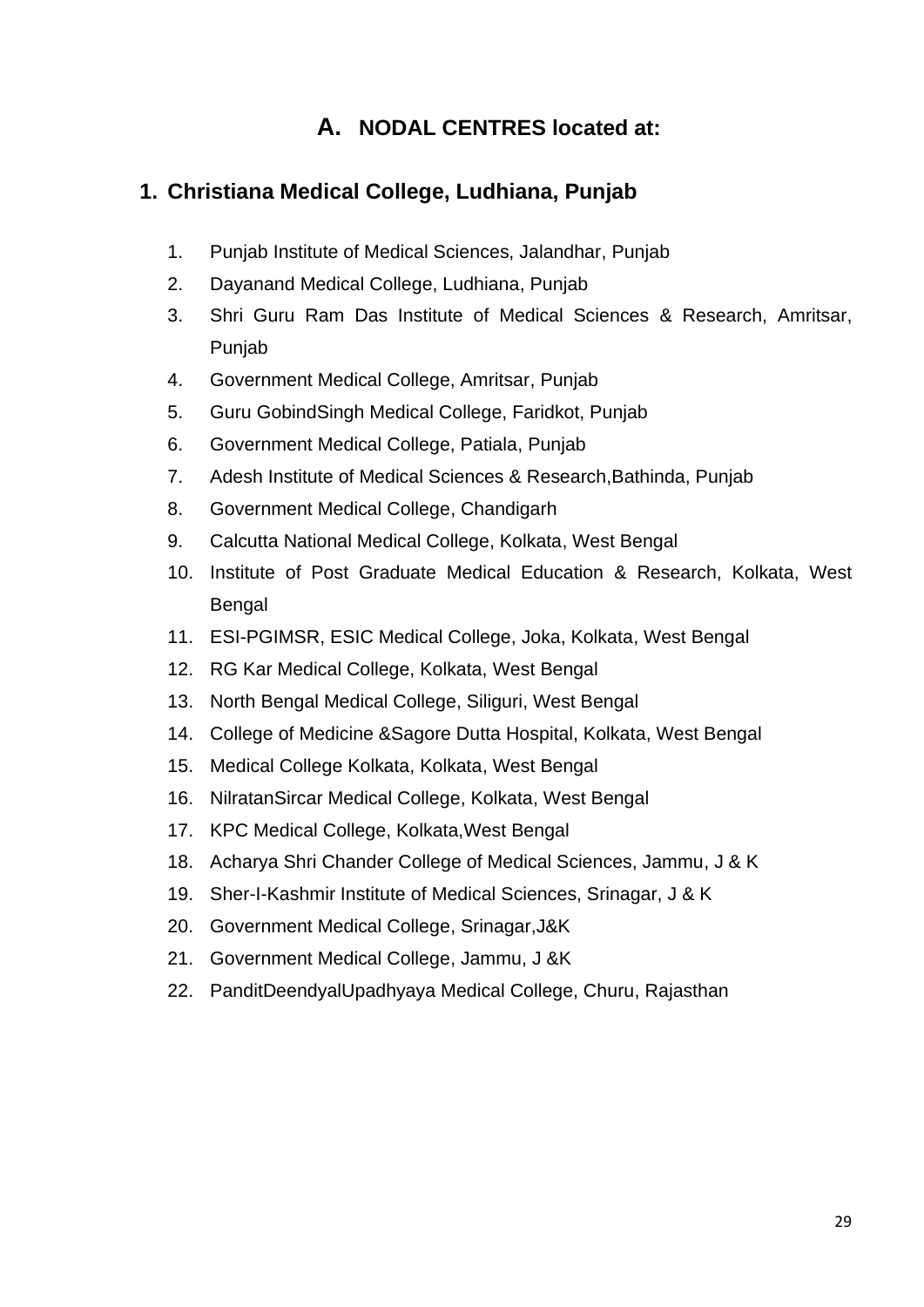## A. NODAL CENTRES located at:

### 1. Christiana Medical College, Ludhiana, Punjab

1. Punjab Institute of Medical Sciences, Jalandhar, Punjab
2. Dayanand Medical College, Ludhiana, Punjab
3. Shri Guru Ram Das Institute of Medical Sciences & Research, Amritsar, Punjab
4. Government Medical College, Amritsar, Punjab
5. Guru GobindSingh Medical College, Faridkot, Punjab
6. Government Medical College, Patiala, Punjab
7. Adesh Institute of Medical Sciences & Research,Bathinda, Punjab
8. Government Medical College, Chandigarh
9. Calcutta National Medical College, Kolkata, West Bengal
10. Institute of Post Graduate Medical Education & Research, Kolkata, West Bengal
11. ESI-PGIMSR, ESIC Medical College, Joka, Kolkata, West Bengal
12. RG Kar Medical College, Kolkata, West Bengal
13. North Bengal Medical College, Siliguri, West Bengal
14. College of Medicine &Sagore Dutta Hospital, Kolkata, West Bengal
15. Medical College Kolkata, Kolkata, West Bengal
16. NilratanSircar Medical College, Kolkata, West Bengal
17. KPC Medical College, Kolkata,West Bengal
18. Acharya Shri Chander College of Medical Sciences, Jammu, J & K
19. Sher-I-Kashmir Institute of Medical Sciences, Srinagar, J & K
20. Government Medical College, Srinagar,J&K
21. Government Medical College, Jammu, J &K
22. PanditDeendyalUpadhyaya Medical College, Churu, Rajasthan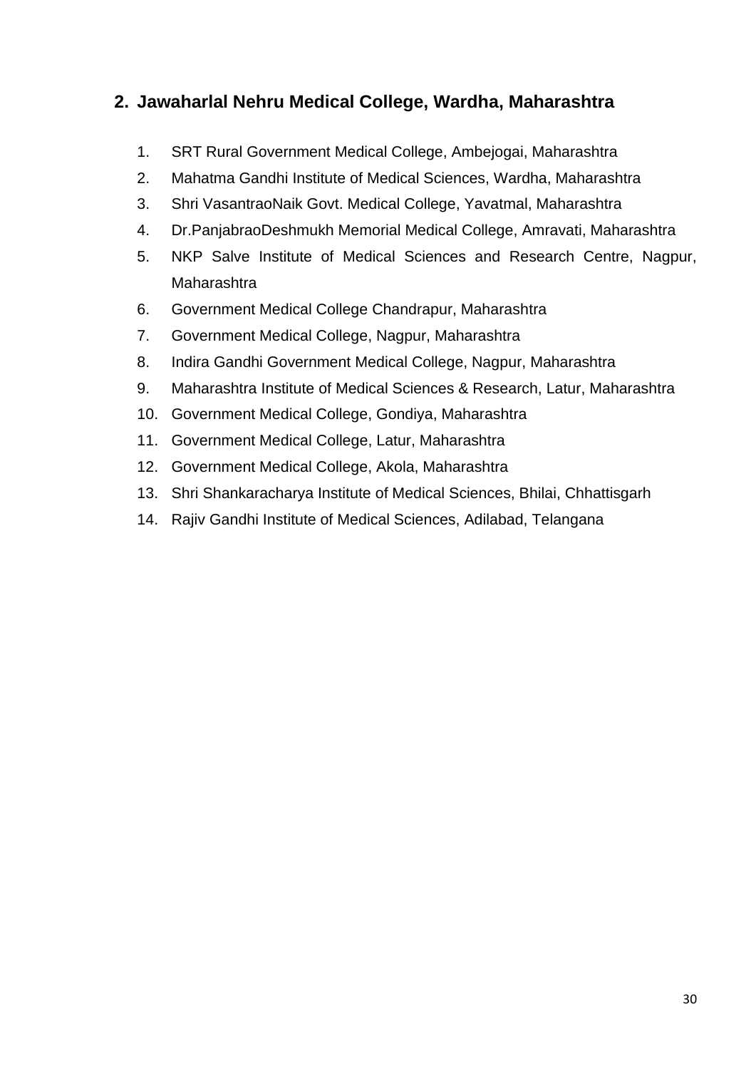## 2. Jawaharlal Nehru Medical College, Wardha, Maharashtra

1. SRT Rural Government Medical College, Ambejogai, Maharashtra
2. Mahatma Gandhi Institute of Medical Sciences, Wardha, Maharashtra
3. Shri VasantraoNaik Govt. Medical College, Yavatmal, Maharashtra
4. Dr.PanjabraoDeshmukh Memorial Medical College, Amravati, Maharashtra
5. NKP Salve Institute of Medical Sciences and Research Centre, Nagpur, Maharashtra
6. Government Medical College Chandrapur, Maharashtra
7. Government Medical College, Nagpur, Maharashtra
8. Indira Gandhi Government Medical College, Nagpur, Maharashtra
9. Maharashtra Institute of Medical Sciences & Research, Latur, Maharashtra
10. Government Medical College, Gondiya, Maharashtra
11. Government Medical College, Latur, Maharashtra
12. Government Medical College, Akola, Maharashtra
13. Shri Shankaracharya Institute of Medical Sciences, Bhilai, Chhattisgarh
14. Rajiv Gandhi Institute of Medical Sciences, Adilabad, Telangana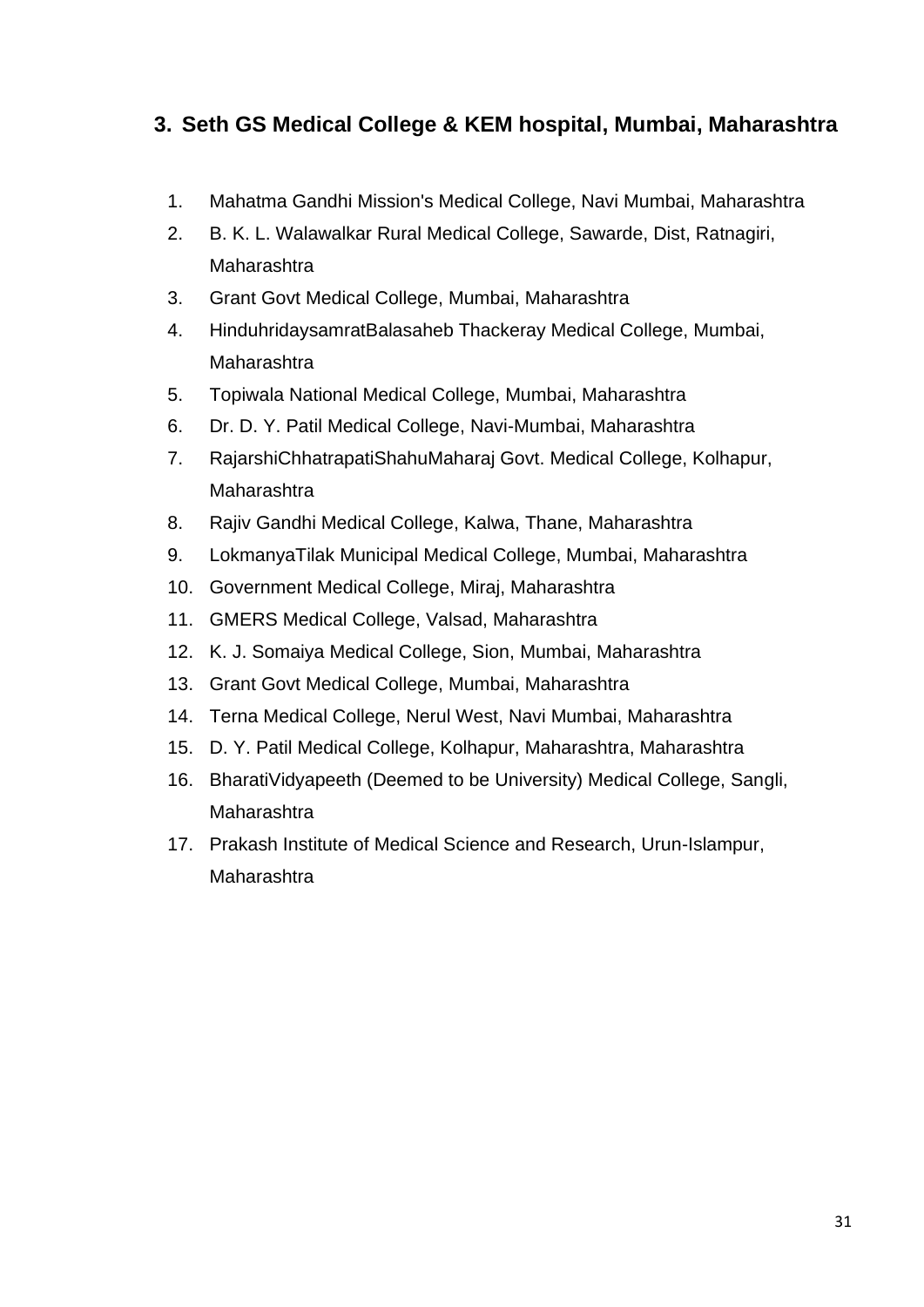### 3. Seth GS Medical College & KEM hospital, Mumbai, Maharashtra

1. Mahatma Gandhi Mission's Medical College, Navi Mumbai, Maharashtra
2. B. K. L. Walawalkar Rural Medical College, Sawarde, Dist, Ratnagiri, Maharashtra
3. Grant Govt Medical College, Mumbai, Maharashtra
4. HinduhridaysamratBalasaheb Thackeray Medical College, Mumbai, Maharashtra
5. Topiwala National Medical College, Mumbai, Maharashtra
6. Dr. D. Y. Patil Medical College, Navi-Mumbai, Maharashtra
7. RajarshiChhatrapatiShahuMaharaj Govt. Medical College, Kolhapur, Maharashtra
8. Rajiv Gandhi Medical College, Kalwa, Thane, Maharashtra
9. LokmanyaTilak Municipal Medical College, Mumbai, Maharashtra
10. Government Medical College, Miraj, Maharashtra
11. GMERS Medical College, Valsad, Maharashtra
12. K. J. Somaiya Medical College, Sion, Mumbai, Maharashtra
13. Grant Govt Medical College, Mumbai, Maharashtra
14. Terna Medical College, Nerul West, Navi Mumbai, Maharashtra
15. D. Y. Patil Medical College, Kolhapur, Maharashtra, Maharashtra
16. BharatiVidyapeeth (Deemed to be University) Medical College, Sangli, Maharashtra
17. Prakash Institute of Medical Science and Research, Urun-Islampur, Maharashtra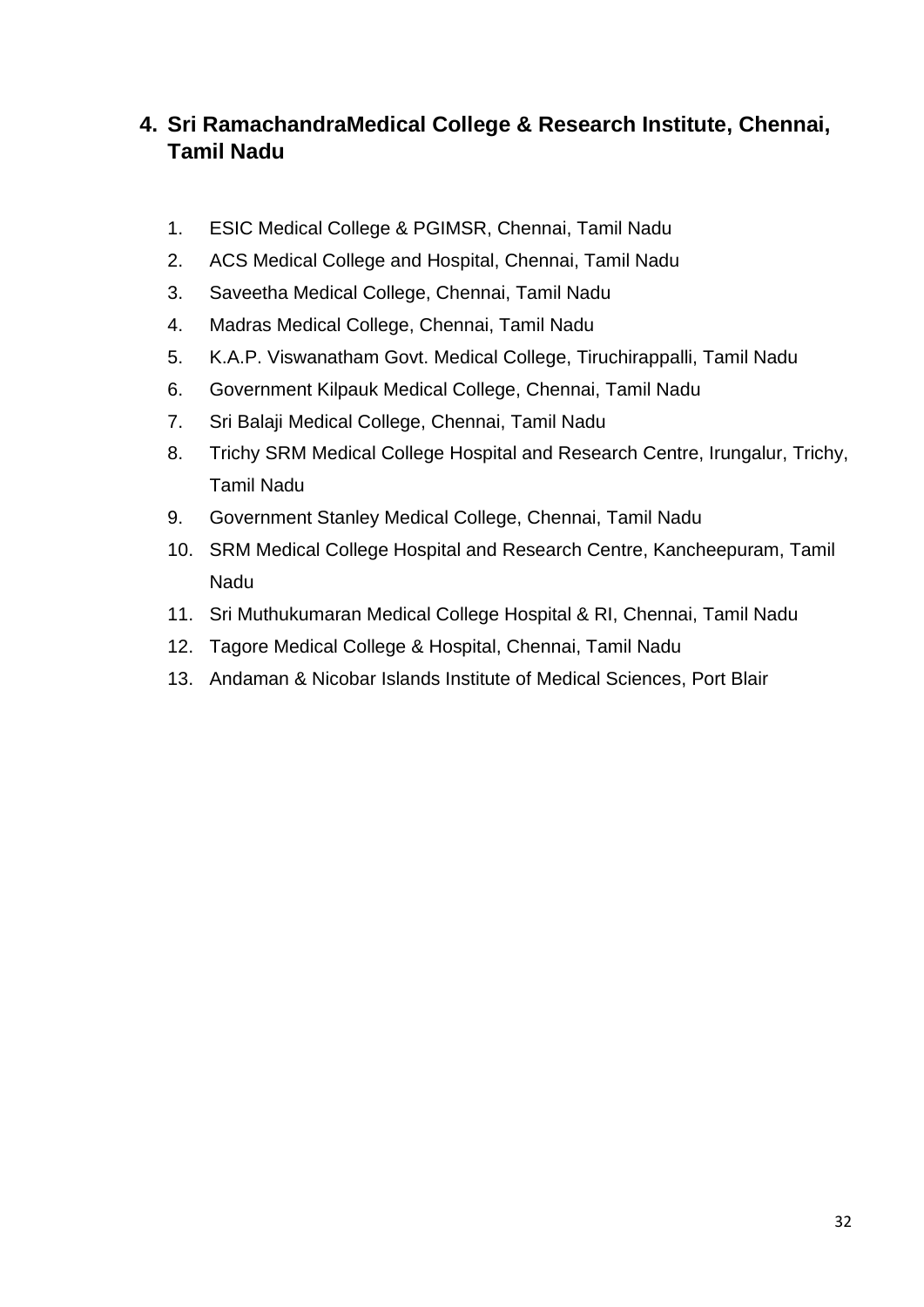## 4. Sri RamachandraMedical College & Research Institute, Chennai, Tamil Nadu

1. ESIC Medical College & PGIMSR, Chennai, Tamil Nadu
2. ACS Medical College and Hospital, Chennai, Tamil Nadu
3. Saveetha Medical College, Chennai, Tamil Nadu
4. Madras Medical College, Chennai, Tamil Nadu
5. K.A.P. Viswanatham Govt. Medical College, Tiruchirappalli, Tamil Nadu
6. Government Kilpauk Medical College, Chennai, Tamil Nadu
7. Sri Balaji Medical College, Chennai, Tamil Nadu
8. Trichy SRM Medical College Hospital and Research Centre, Irungalur, Trichy, Tamil Nadu
9. Government Stanley Medical College, Chennai, Tamil Nadu
10. SRM Medical College Hospital and Research Centre, Kancheepuram, Tamil Nadu
11. Sri Muthukumaran Medical College Hospital & RI, Chennai, Tamil Nadu
12. Tagore Medical College & Hospital, Chennai, Tamil Nadu
13. Andaman & Nicobar Islands Institute of Medical Sciences, Port Blair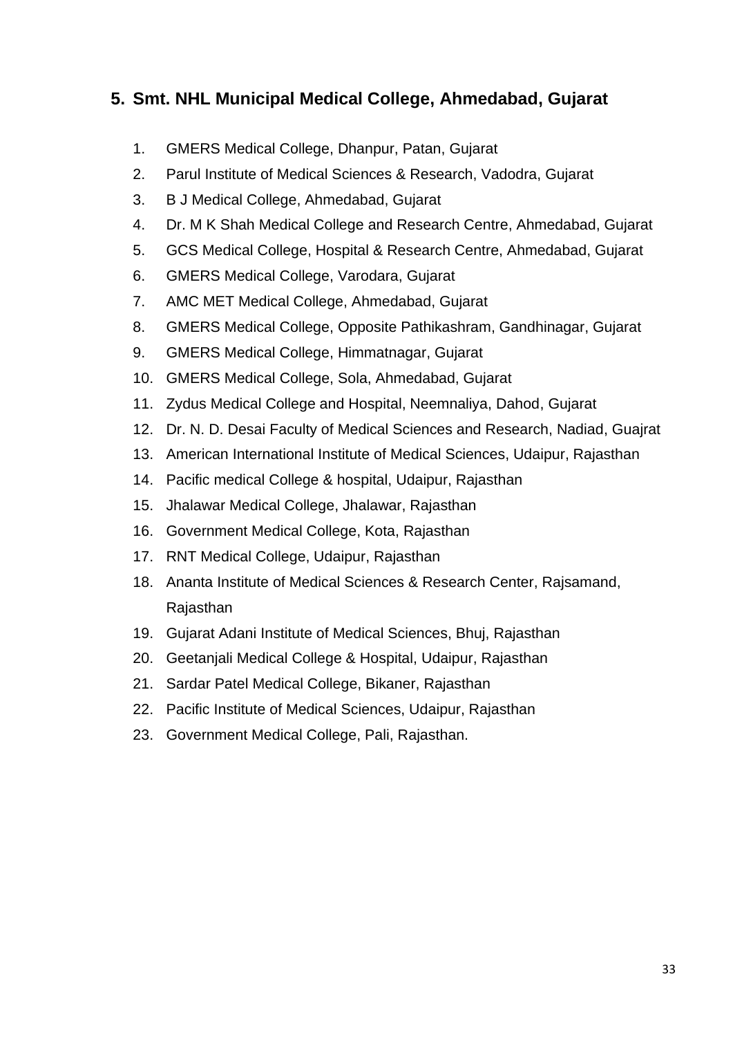## 5. Smt. NHL Municipal Medical College, Ahmedabad, Gujarat

1. GMERS Medical College, Dhanpur, Patan, Gujarat
2. Parul Institute of Medical Sciences & Research, Vadodra, Gujarat
3. B J Medical College, Ahmedabad, Gujarat
4. Dr. M K Shah Medical College and Research Centre, Ahmedabad, Gujarat
5. GCS Medical College, Hospital & Research Centre, Ahmedabad, Gujarat
6. GMERS Medical College, Varodara, Gujarat
7. AMC MET Medical College, Ahmedabad, Gujarat
8. GMERS Medical College, Opposite Pathikashram, Gandhinagar, Gujarat
9. GMERS Medical College, Himmatnagar, Gujarat
10. GMERS Medical College, Sola, Ahmedabad, Gujarat
11. Zydus Medical College and Hospital, Neemnaliya, Dahod, Gujarat
12. Dr. N. D. Desai Faculty of Medical Sciences and Research, Nadiad, Guajrat
13. American International Institute of Medical Sciences, Udaipur, Rajasthan
14. Pacific medical College & hospital, Udaipur, Rajasthan
15. Jhalawar Medical College, Jhalawar, Rajasthan
16. Government Medical College, Kota, Rajasthan
17. RNT Medical College, Udaipur, Rajasthan
18. Ananta Institute of Medical Sciences & Research Center, Rajsamand, Rajasthan
19. Gujarat Adani Institute of Medical Sciences, Bhuj, Rajasthan
20. Geetanjali Medical College & Hospital, Udaipur, Rajasthan
21. Sardar Patel Medical College, Bikaner, Rajasthan
22. Pacific Institute of Medical Sciences, Udaipur, Rajasthan
23. Government Medical College, Pali, Rajasthan.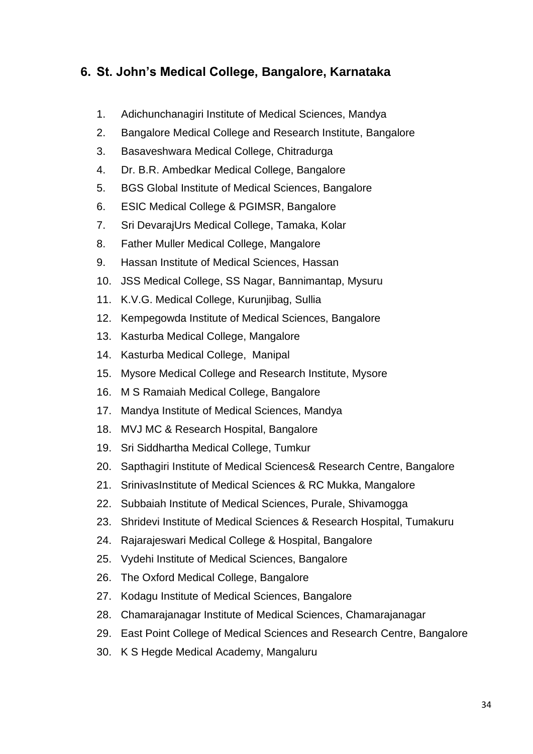## 6. St. John's Medical College, Bangalore, Karnataka

1. Adichunchanagiri Institute of Medical Sciences, Mandya
2. Bangalore Medical College and Research Institute, Bangalore
3. Basaveshwara Medical College, Chitradurga
4. Dr. B.R. Ambedkar Medical College, Bangalore
5. BGS Global Institute of Medical Sciences, Bangalore
6. ESIC Medical College & PGIMSR, Bangalore
7. Sri DevarajUrs Medical College, Tamaka, Kolar
8. Father Muller Medical College, Mangalore
9. Hassan Institute of Medical Sciences, Hassan
10. JSS Medical College, SS Nagar, Bannimantap, Mysuru
11. K.V.G. Medical College, Kurunjibag, Sullia
12. Kempegowda Institute of Medical Sciences, Bangalore
13. Kasturba Medical College, Mangalore
14. Kasturba Medical College, Manipal
15. Mysore Medical College and Research Institute, Mysore
16. M S Ramaiah Medical College, Bangalore
17. Mandya Institute of Medical Sciences, Mandya
18. MVJ MC & Research Hospital, Bangalore
19. Sri Siddhartha Medical College, Tumkur
20. Sapthagiri Institute of Medical Sciences& Research Centre, Bangalore
21. SrinivasInstitute of Medical Sciences & RC Mukka, Mangalore
22. Subbaiah Institute of Medical Sciences, Purale, Shivamogga
23. Shridevi Institute of Medical Sciences & Research Hospital, Tumakuru
24. Rajarajeswari Medical College & Hospital, Bangalore
25. Vydehi Institute of Medical Sciences, Bangalore
26. The Oxford Medical College, Bangalore
27. Kodagu Institute of Medical Sciences, Bangalore
28. Chamarajanagar Institute of Medical Sciences, Chamarajanagar
29. East Point College of Medical Sciences and Research Centre, Bangalore
30. K S Hegde Medical Academy, Mangaluru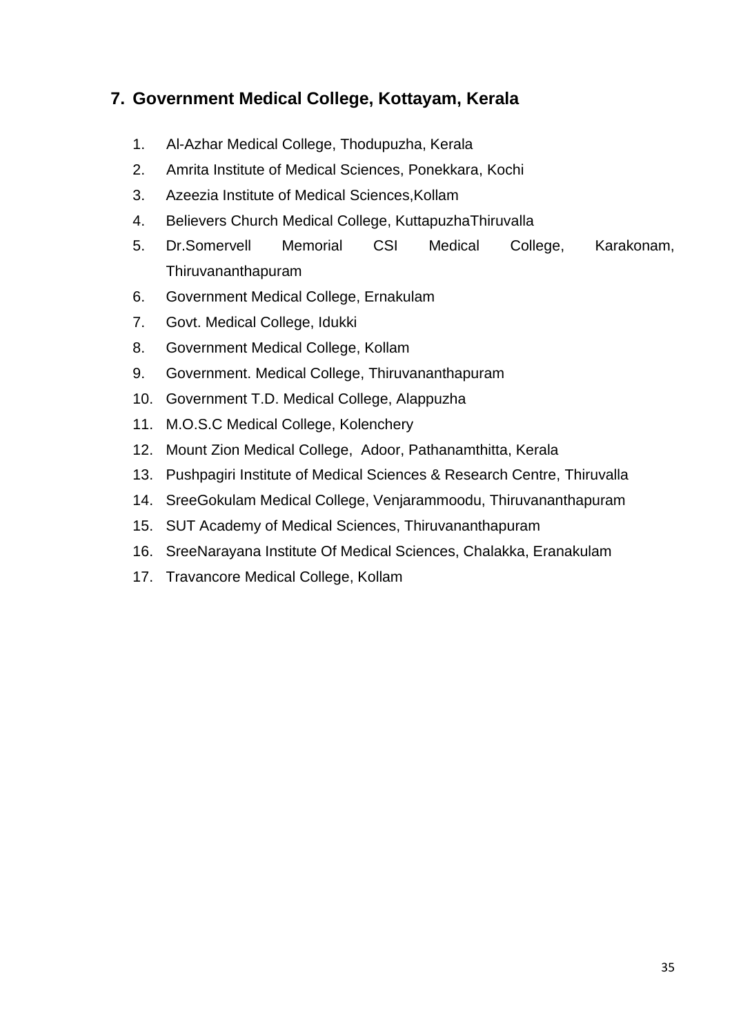## 7. Government Medical College, Kottayam, Kerala

1. Al-Azhar Medical College, Thodupuzha, Kerala
2. Amrita Institute of Medical Sciences, Ponekkara, Kochi
3. Azeezia Institute of Medical Sciences,Kollam
4. Believers Church Medical College, KuttapuzhaThiruvalla
5. Dr.Somervell Memorial CSI Medical College, Karakonam, Thiruvananthapuram
6. Government Medical College, Ernakulam
7. Govt. Medical College, Idukki
8. Government Medical College, Kollam
9. Government. Medical College, Thiruvananthapuram
10. Government T.D. Medical College, Alappuzha
11. M.O.S.C Medical College, Kolenchery
12. Mount Zion Medical College, Adoor, Pathanamthitta, Kerala
13. Pushpagiri Institute of Medical Sciences & Research Centre, Thiruvalla
14. SreeGokulam Medical College, Venjarammoodu, Thiruvananthapuram
15. SUT Academy of Medical Sciences, Thiruvananthapuram
16. SreeNarayana Institute Of Medical Sciences, Chalakka, Eranakulam
17. Travancore Medical College, Kollam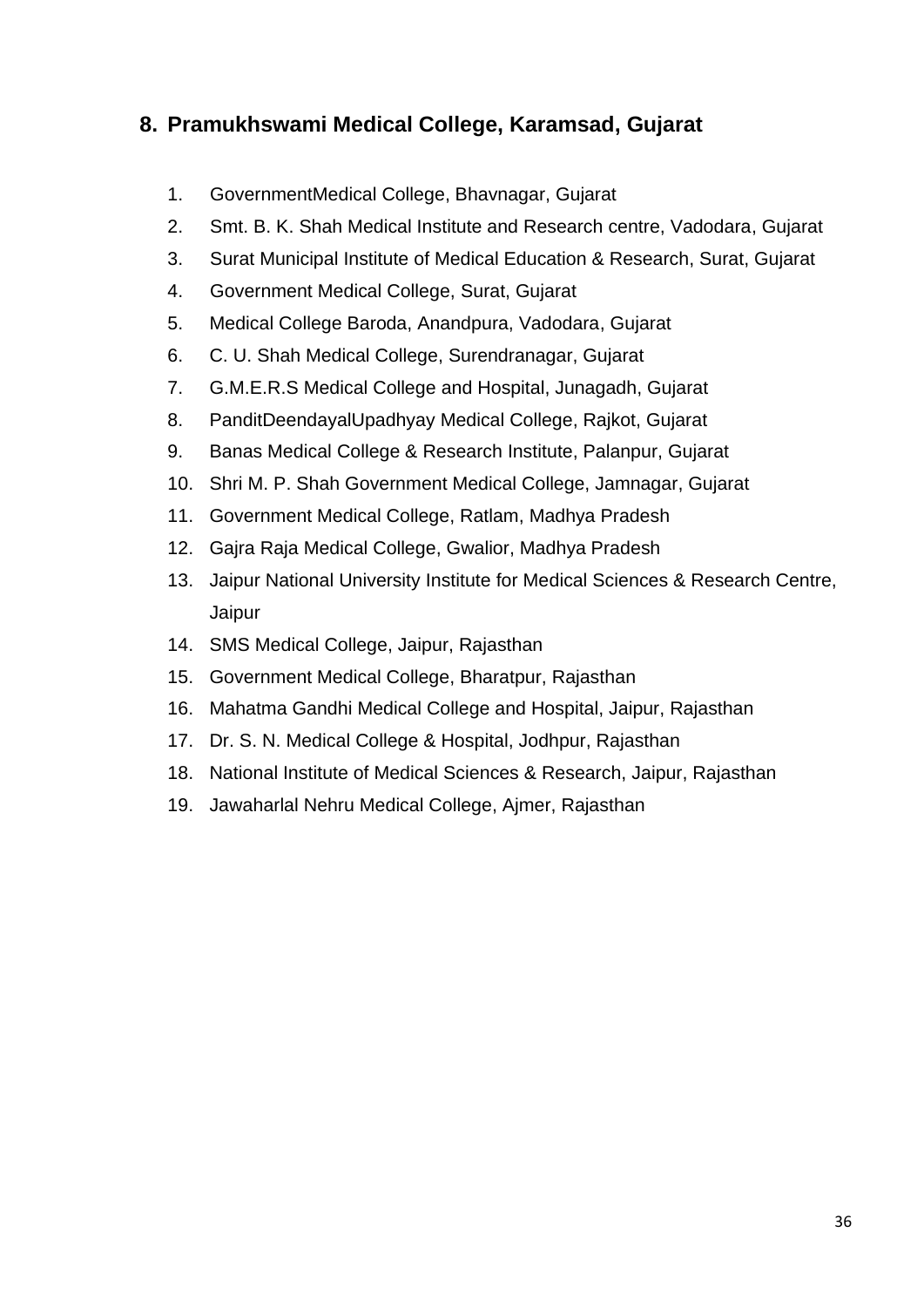## 8. Pramukhswami Medical College, Karamsad, Gujarat

1. GovernmentMedical College, Bhavnagar, Gujarat
2. Smt. B. K. Shah Medical Institute and Research centre, Vadodara, Gujarat
3. Surat Municipal Institute of Medical Education & Research, Surat, Gujarat
4. Government Medical College, Surat, Gujarat
5. Medical College Baroda, Anandpura, Vadodara, Gujarat
6. C. U. Shah Medical College, Surendranagar, Gujarat
7. G.M.E.R.S Medical College and Hospital, Junagadh, Gujarat
8. PanditDeendayalUpadhyay Medical College, Rajkot, Gujarat
9. Banas Medical College & Research Institute, Palanpur, Gujarat
10. Shri M. P. Shah Government Medical College, Jamnagar, Gujarat
11. Government Medical College, Ratlam, Madhya Pradesh
12. Gajra Raja Medical College, Gwalior, Madhya Pradesh
13. Jaipur National University Institute for Medical Sciences & Research Centre, Jaipur
14. SMS Medical College, Jaipur, Rajasthan
15. Government Medical College, Bharatpur, Rajasthan
16. Mahatma Gandhi Medical College and Hospital, Jaipur, Rajasthan
17. Dr. S. N. Medical College & Hospital, Jodhpur, Rajasthan
18. National Institute of Medical Sciences & Research, Jaipur, Rajasthan
19. Jawaharlal Nehru Medical College, Ajmer, Rajasthan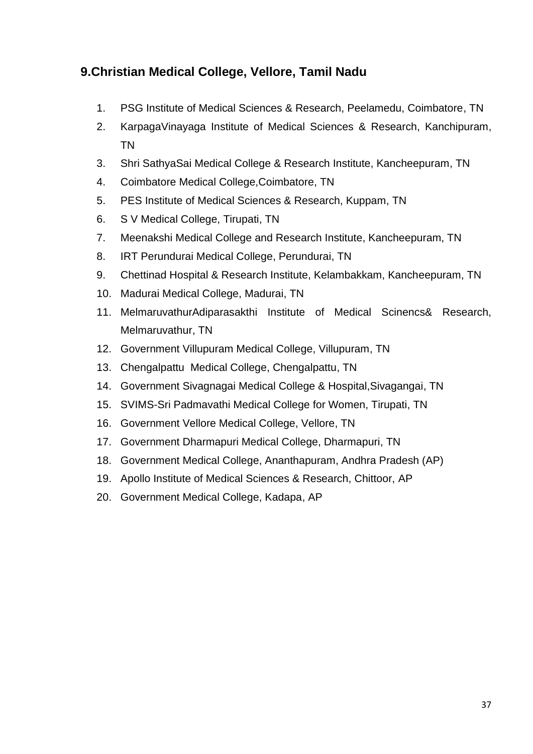## 9.Christian Medical College, Vellore, Tamil Nadu

1. PSG Institute of Medical Sciences & Research, Peelamedu, Coimbatore, TN
2. KarpagaVinayaga Institute of Medical Sciences & Research, Kanchipuram, TN
3. Shri SathyaSai Medical College & Research Institute, Kancheepuram, TN
4. Coimbatore Medical College,Coimbatore, TN
5. PES Institute of Medical Sciences & Research, Kuppam, TN
6. S V Medical College, Tirupati, TN
7. Meenakshi Medical College and Research Institute, Kancheepuram, TN
8. IRT Perundurai Medical College, Perundurai, TN
9. Chettinad Hospital & Research Institute, Kelambakkam, Kancheepuram, TN
10. Madurai Medical College, Madurai, TN
11. MelmaruvathurAdiparasakthi Institute of Medical Scinencs& Research, Melmaruvathur, TN
12. Government Villupuram Medical College, Villupuram, TN
13. Chengalpattu Medical College, Chengalpattu, TN
14. Government Sivagnagai Medical College & Hospital,Sivagangai, TN
15. SVIMS-Sri Padmavathi Medical College for Women, Tirupati, TN
16. Government Vellore Medical College, Vellore, TN
17. Government Dharmapuri Medical College, Dharmapuri, TN
18. Government Medical College, Ananthapuram, Andhra Pradesh (AP)
19. Apollo Institute of Medical Sciences & Research, Chittoor, AP
20. Government Medical College, Kadapa, AP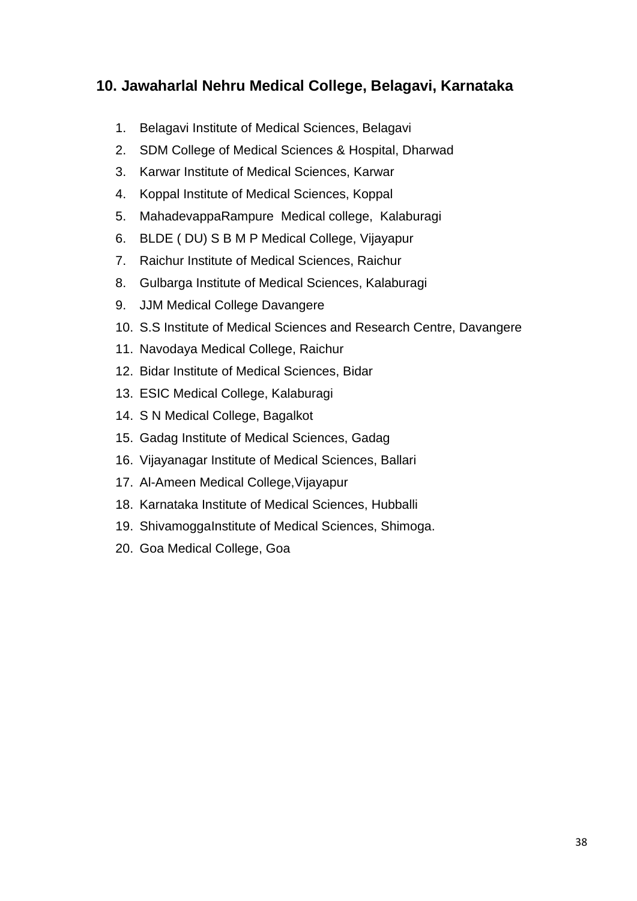## 10. Jawaharlal Nehru Medical College, Belagavi, Karnataka

1. Belagavi Institute of Medical Sciences, Belagavi
2. SDM College of Medical Sciences & Hospital, Dharwad
3. Karwar Institute of Medical Sciences, Karwar
4. Koppal Institute of Medical Sciences, Koppal
5. MahadevappaRampure Medical college, Kalaburagi
6. BLDE ( DU) S B M P Medical College, Vijayapur
7. Raichur Institute of Medical Sciences, Raichur
8. Gulbarga Institute of Medical Sciences, Kalaburagi
9. JJM Medical College Davangere
10. S.S Institute of Medical Sciences and Research Centre, Davangere
11. Navodaya Medical College, Raichur
12. Bidar Institute of Medical Sciences, Bidar
13. ESIC Medical College, Kalaburagi
14. S N Medical College, Bagalkot
15. Gadag Institute of Medical Sciences, Gadag
16. Vijayanagar Institute of Medical Sciences, Ballari
17. Al-Ameen Medical College,Vijayapur
18. Karnataka Institute of Medical Sciences, Hubballi
19. ShivamoggaInstitute of Medical Sciences, Shimoga.
20. Goa Medical College, Goa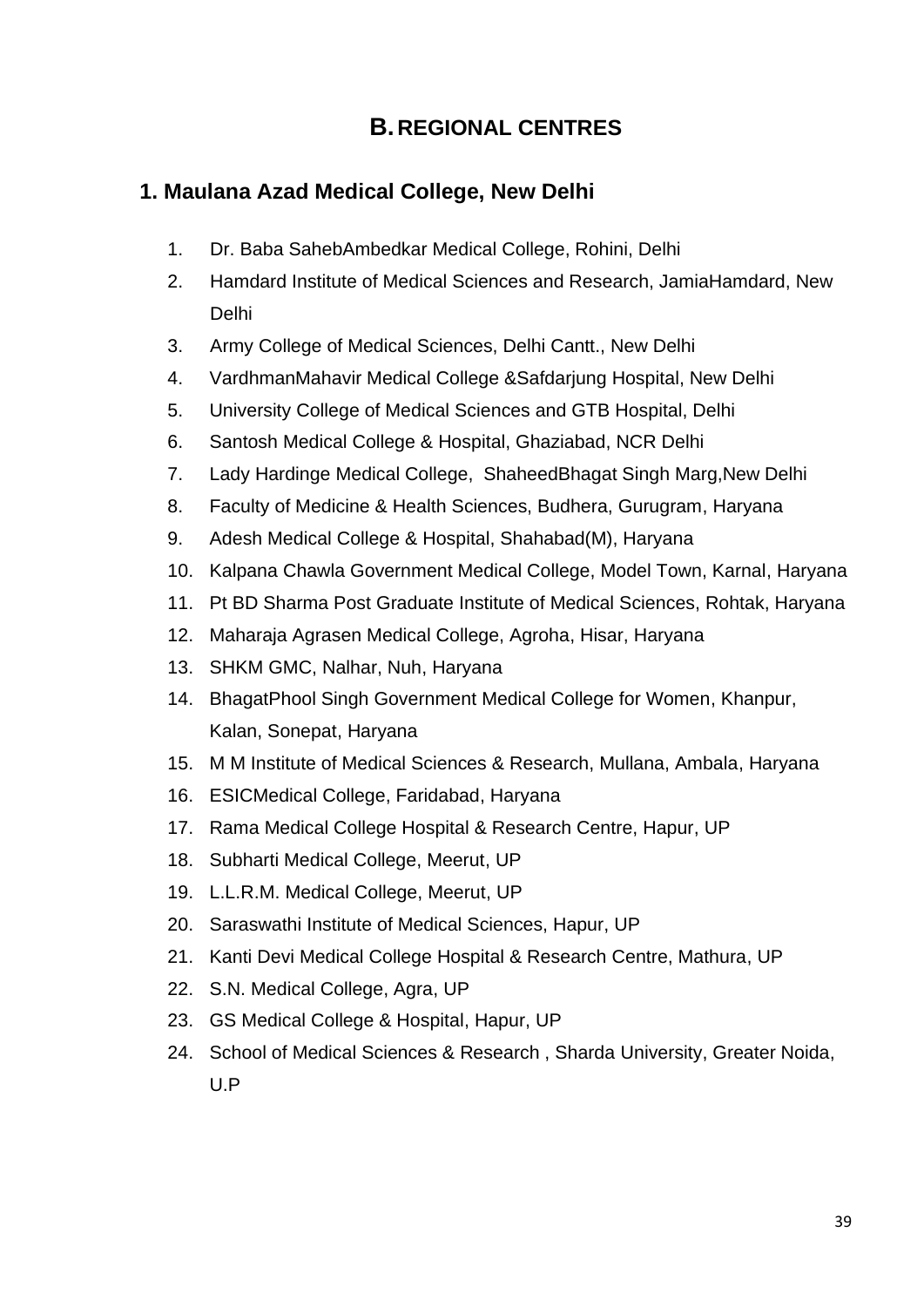# B. REGIONAL CENTRES

## 1. Maulana Azad Medical College, New Delhi

1. Dr. Baba SahebAmbedkar Medical College, Rohini, Delhi
2. Hamdard Institute of Medical Sciences and Research, JamiaHamdard, New Delhi
3. Army College of Medical Sciences, Delhi Cantt., New Delhi
4. VardhmanMahavir Medical College &Safdarjung Hospital, New Delhi
5. University College of Medical Sciences and GTB Hospital, Delhi
6. Santosh Medical College & Hospital, Ghaziabad, NCR Delhi
7. Lady Hardinge Medical College, ShaheedBhagat Singh Marg,New Delhi
8. Faculty of Medicine & Health Sciences, Budhera, Gurugram, Haryana
9. Adesh Medical College & Hospital, Shahabad(M), Haryana
10. Kalpana Chawla Government Medical College, Model Town, Karnal, Haryana
11. Pt BD Sharma Post Graduate Institute of Medical Sciences, Rohtak, Haryana
12. Maharaja Agrasen Medical College, Agroha, Hisar, Haryana
13. SHKM GMC, Nalhar, Nuh, Haryana
14. BhagatPhool Singh Government Medical College for Women, Khanpur, Kalan, Sonepat, Haryana
15. M M Institute of Medical Sciences & Research, Mullana, Ambala, Haryana
16. ESICMedical College, Faridabad, Haryana
17. Rama Medical College Hospital & Research Centre, Hapur, UP
18. Subharti Medical College, Meerut, UP
19. L.L.R.M. Medical College, Meerut, UP
20. Saraswathi Institute of Medical Sciences, Hapur, UP
21. Kanti Devi Medical College Hospital & Research Centre, Mathura, UP
22. S.N. Medical College, Agra, UP
23. GS Medical College & Hospital, Hapur, UP
24. School of Medical Sciences & Research , Sharda University, Greater Noida, U.P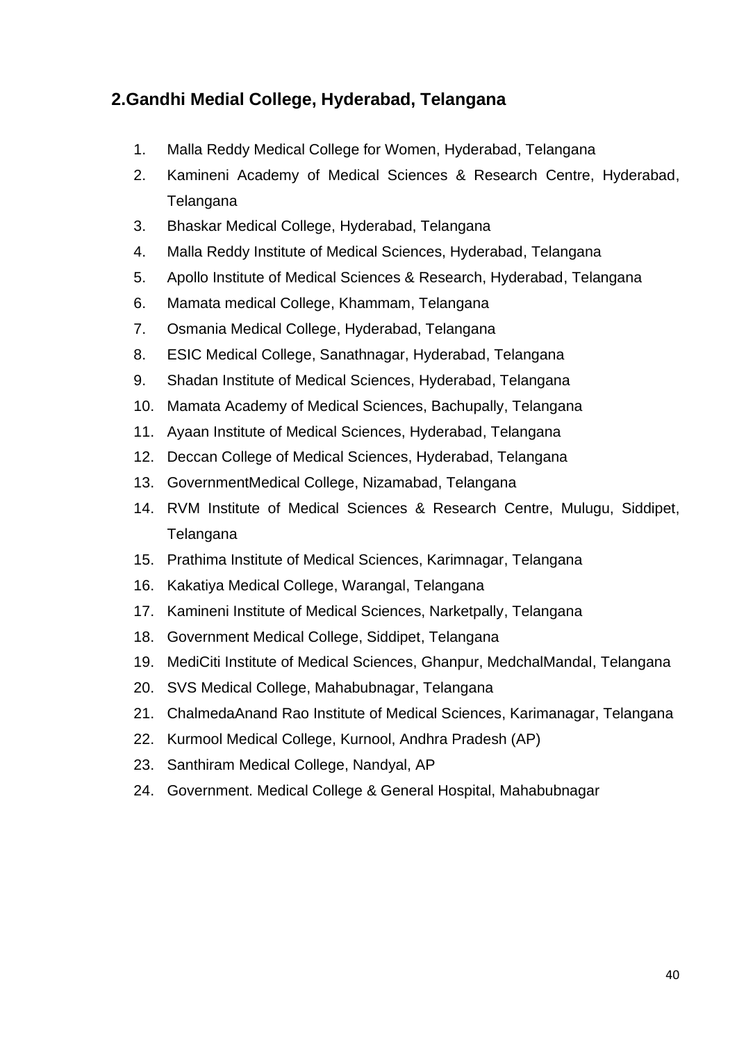## 2.Gandhi Medial College, Hyderabad, Telangana

1. Malla Reddy Medical College for Women, Hyderabad, Telangana
2. Kamineni Academy of Medical Sciences & Research Centre, Hyderabad, Telangana
3. Bhaskar Medical College, Hyderabad, Telangana
4. Malla Reddy Institute of Medical Sciences, Hyderabad, Telangana
5. Apollo Institute of Medical Sciences & Research, Hyderabad, Telangana
6. Mamata medical College, Khammam, Telangana
7. Osmania Medical College, Hyderabad, Telangana
8. ESIC Medical College, Sanathnagar, Hyderabad, Telangana
9. Shadan Institute of Medical Sciences, Hyderabad, Telangana
10. Mamata Academy of Medical Sciences, Bachupally, Telangana
11. Ayaan Institute of Medical Sciences, Hyderabad, Telangana
12. Deccan College of Medical Sciences, Hyderabad, Telangana
13. GovernmentMedical College, Nizamabad, Telangana
14. RVM Institute of Medical Sciences & Research Centre, Mulugu, Siddipet, Telangana
15. Prathima Institute of Medical Sciences, Karimnagar, Telangana
16. Kakatiya Medical College, Warangal, Telangana
17. Kamineni Institute of Medical Sciences, Narketpally, Telangana
18. Government Medical College, Siddipet, Telangana
19. MediCiti Institute of Medical Sciences, Ghanpur, MedchalMandal, Telangana
20. SVS Medical College, Mahabubnagar, Telangana
21. ChalmedaAnand Rao Institute of Medical Sciences, Karimanagar, Telangana
22. Kurmool Medical College, Kurnool, Andhra Pradesh (AP)
23. Santhiram Medical College, Nandyal, AP
24. Government. Medical College & General Hospital, Mahabubnagar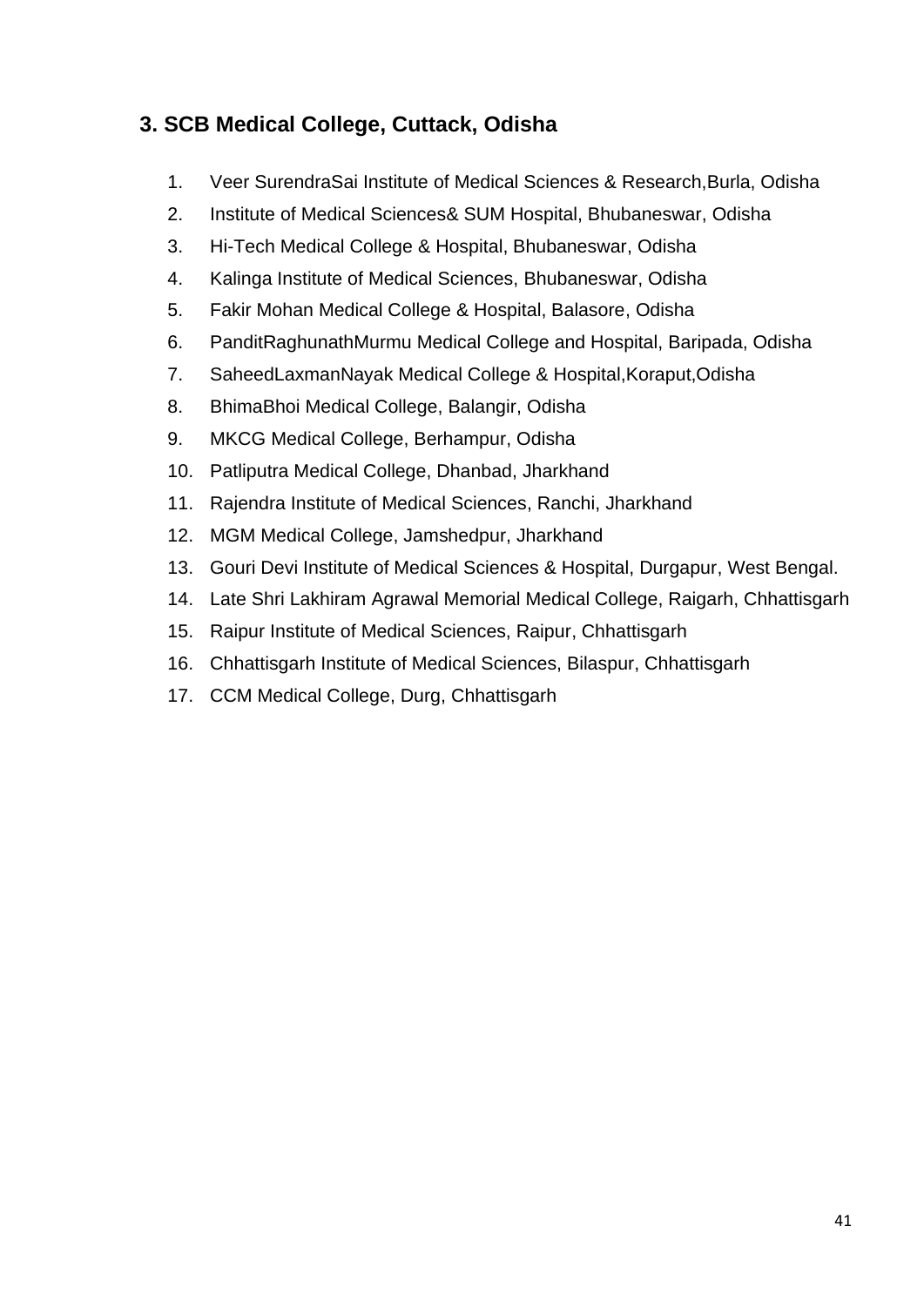### 3. SCB Medical College, Cuttack, Odisha

1. Veer SurendraSai Institute of Medical Sciences & Research,Burla, Odisha
2. Institute of Medical Sciences& SUM Hospital, Bhubaneswar, Odisha
3. Hi-Tech Medical College & Hospital, Bhubaneswar, Odisha
4. Kalinga Institute of Medical Sciences, Bhubaneswar, Odisha
5. Fakir Mohan Medical College & Hospital, Balasore, Odisha
6. PanditRaghunathMurmu Medical College and Hospital, Baripada, Odisha
7. SaheedLaxmanNayak Medical College & Hospital,Koraput,Odisha
8. BhimaBhoi Medical College, Balangir, Odisha
9. MKCG Medical College, Berhampur, Odisha
10. Patliputra Medical College, Dhanbad, Jharkhand
11. Rajendra Institute of Medical Sciences, Ranchi, Jharkhand
12. MGM Medical College, Jamshedpur, Jharkhand
13. Gouri Devi Institute of Medical Sciences & Hospital, Durgapur, West Bengal.
14. Late Shri Lakhiram Agrawal Memorial Medical College, Raigarh, Chhattisgarh
15. Raipur Institute of Medical Sciences, Raipur, Chhattisgarh
16. Chhattisgarh Institute of Medical Sciences, Bilaspur, Chhattisgarh
17. CCM Medical College, Durg, Chhattisgarh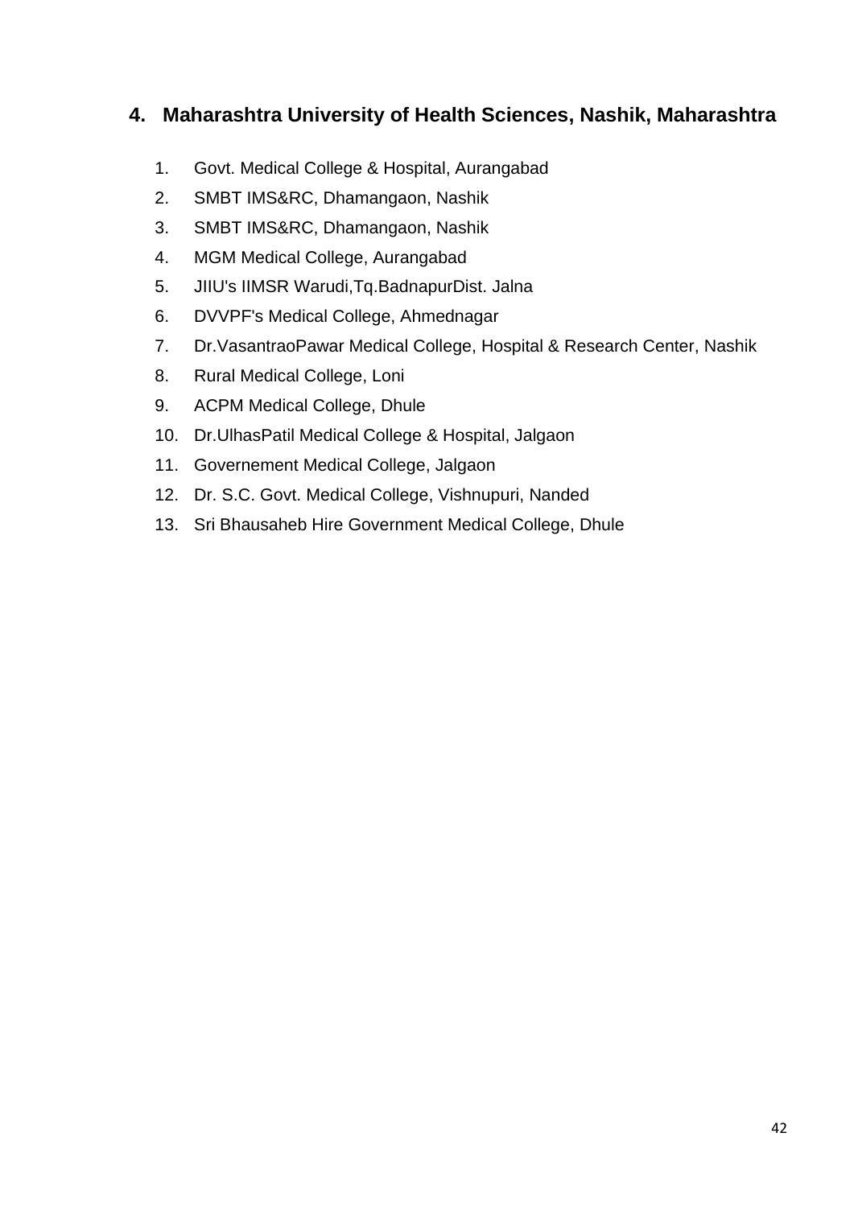## 4. Maharashtra University of Health Sciences, Nashik, Maharashtra

1. Govt. Medical College & Hospital, Aurangabad
2. SMBT IMS&RC, Dhamangaon, Nashik
3. SMBT IMS&RC, Dhamangaon, Nashik
4. MGM Medical College, Aurangabad
5. JIIU's IIMSR Warudi,Tq.BadnapurDist. Jalna
6. DVVPF's Medical College, Ahmednagar
7. Dr.VasantraoPawar Medical College, Hospital & Research Center, Nashik
8. Rural Medical College, Loni
9. ACPM Medical College, Dhule
10. Dr.UlhasPatil Medical College & Hospital, Jalgaon
11. Governement Medical College, Jalgaon
12. Dr. S.C. Govt. Medical College, Vishnupuri, Nanded
13. Sri Bhausaheb Hire Government Medical College, Dhule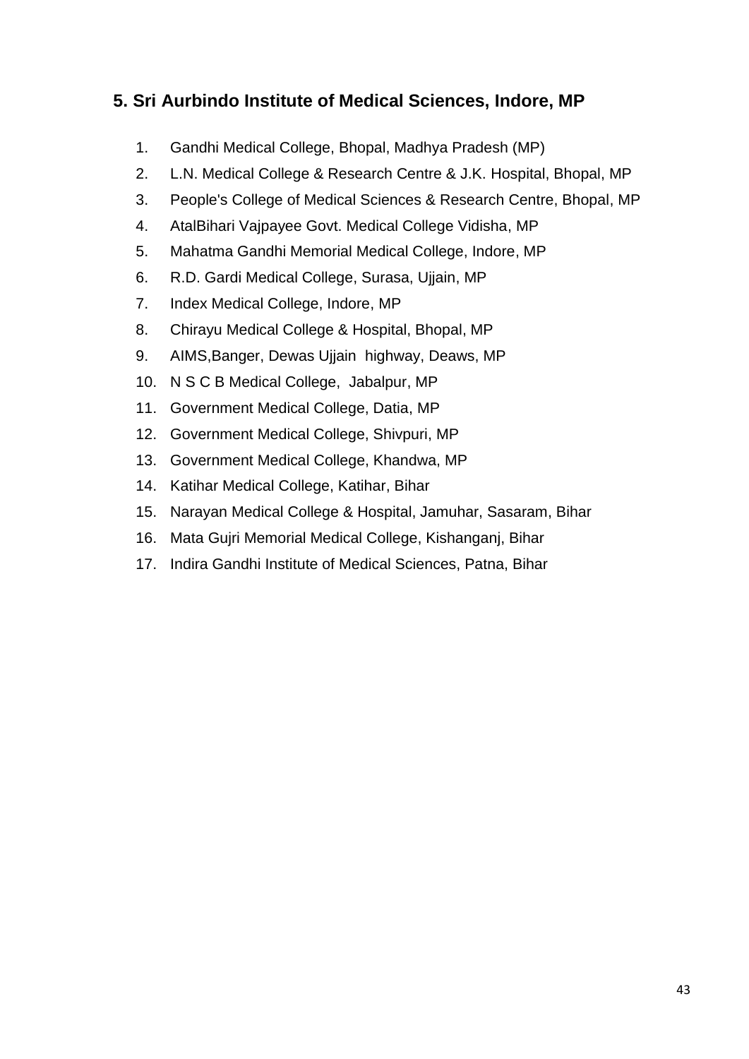## 5. Sri Aurbindo Institute of Medical Sciences, Indore, MP

1. Gandhi Medical College, Bhopal, Madhya Pradesh (MP)
2. L.N. Medical College & Research Centre & J.K. Hospital, Bhopal, MP
3. People's College of Medical Sciences & Research Centre, Bhopal, MP
4. AtalBihari Vajpayee Govt. Medical College Vidisha, MP
5. Mahatma Gandhi Memorial Medical College, Indore, MP
6. R.D. Gardi Medical College, Surasa, Ujjain, MP
7. Index Medical College, Indore, MP
8. Chirayu Medical College & Hospital, Bhopal, MP
9. AIMS,Banger, Dewas Ujjain highway, Deaws, MP
10. N S C B Medical College, Jabalpur, MP
11. Government Medical College, Datia, MP
12. Government Medical College, Shivpuri, MP
13. Government Medical College, Khandwa, MP
14. Katihar Medical College, Katihar, Bihar
15. Narayan Medical College & Hospital, Jamuhar, Sasaram, Bihar
16. Mata Gujri Memorial Medical College, Kishanganj, Bihar
17. Indira Gandhi Institute of Medical Sciences, Patna, Bihar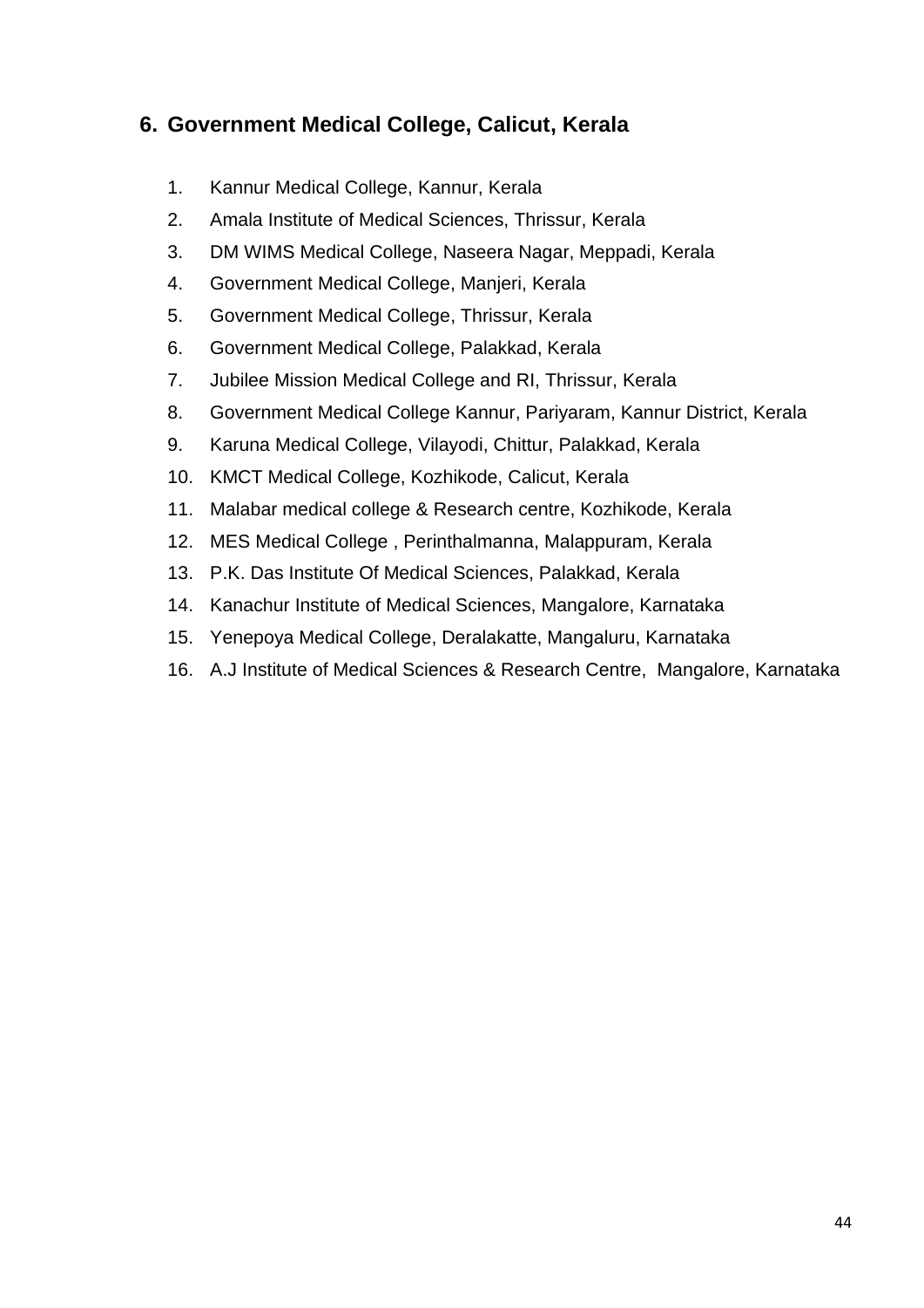## 6. Government Medical College, Calicut, Kerala

1. Kannur Medical College, Kannur, Kerala
2. Amala Institute of Medical Sciences, Thrissur, Kerala
3. DM WIMS Medical College, Naseera Nagar, Meppadi, Kerala
4. Government Medical College, Manjeri, Kerala
5. Government Medical College, Thrissur, Kerala
6. Government Medical College, Palakkad, Kerala
7. Jubilee Mission Medical College and RI, Thrissur, Kerala
8. Government Medical College Kannur, Pariyaram, Kannur District, Kerala
9. Karuna Medical College, Vilayodi, Chittur, Palakkad, Kerala
10. KMCT Medical College, Kozhikode, Calicut, Kerala
11. Malabar medical college & Research centre, Kozhikode, Kerala
12. MES Medical College , Perinthalmanna, Malappuram, Kerala
13. P.K. Das Institute Of Medical Sciences, Palakkad, Kerala
14. Kanachur Institute of Medical Sciences, Mangalore, Karnataka
15. Yenepoya Medical College, Deralakatte, Mangaluru, Karnataka
16. A.J Institute of Medical Sciences & Research Centre, Mangalore, Karnataka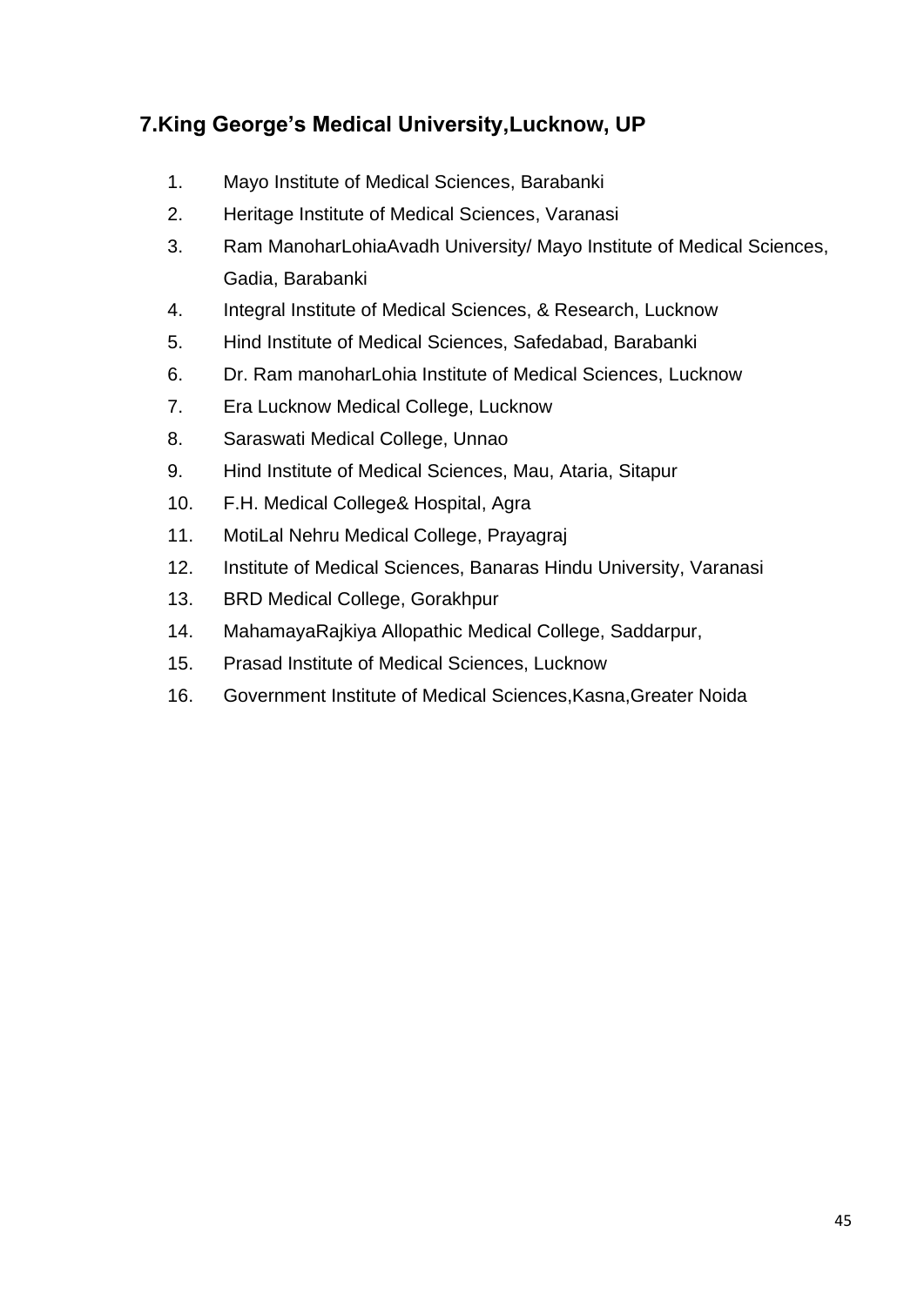## 7.King George's Medical University,Lucknow, UP

1. Mayo Institute of Medical Sciences, Barabanki
2. Heritage Institute of Medical Sciences, Varanasi
3. Ram ManoharLohiaAvadh University/ Mayo Institute of Medical Sciences, Gadia, Barabanki
4. Integral Institute of Medical Sciences, & Research, Lucknow
5. Hind Institute of Medical Sciences, Safedabad, Barabanki
6. Dr. Ram manoharLohia Institute of Medical Sciences, Lucknow
7. Era Lucknow Medical College, Lucknow
8. Saraswati Medical College, Unnao
9. Hind Institute of Medical Sciences, Mau, Ataria, Sitapur
10. F.H. Medical College& Hospital, Agra
11. MotiLal Nehru Medical College, Prayagraj
12. Institute of Medical Sciences, Banaras Hindu University, Varanasi
13. BRD Medical College, Gorakhpur
14. MahamayaRajkiya Allopathic Medical College, Saddarpur,
15. Prasad Institute of Medical Sciences, Lucknow
16. Government Institute of Medical Sciences,Kasna,Greater Noida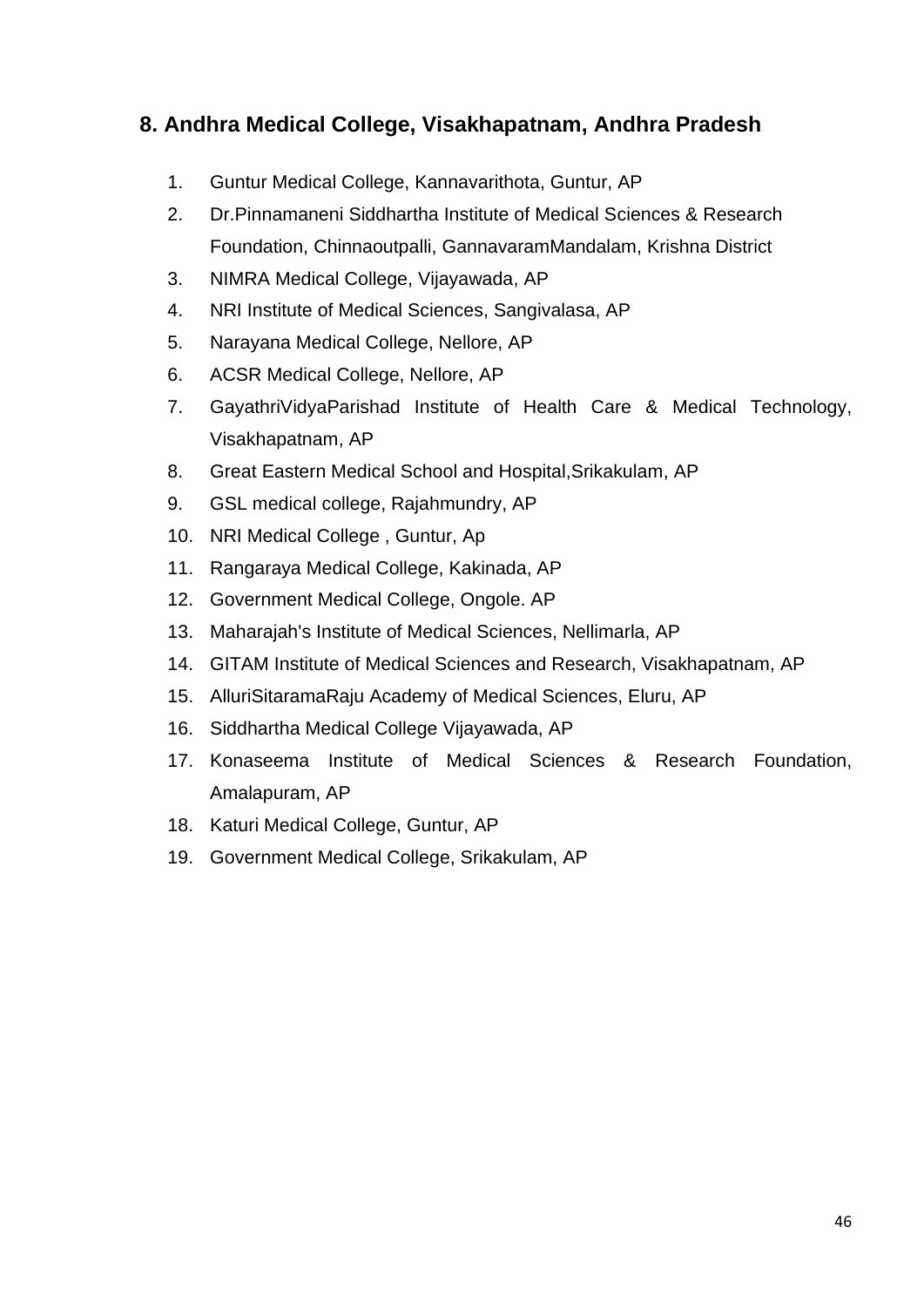## 8. Andhra Medical College, Visakhapatnam, Andhra Pradesh

1. Guntur Medical College, Kannavarithota, Guntur, AP
2. Dr.Pinnamaneni Siddhartha Institute of Medical Sciences & Research Foundation, Chinnaoutpalli, GannavaramMandalam, Krishna District
3. NIMRA Medical College, Vijayawada, AP
4. NRI Institute of Medical Sciences, Sangivalasa, AP
5. Narayana Medical College, Nellore, AP
6. ACSR Medical College, Nellore, AP
7. GayathriVidyaParishad Institute of Health Care & Medical Technology, Visakhapatnam, AP
8. Great Eastern Medical School and Hospital,Srikakulam, AP
9. GSL medical college, Rajahmundry, AP
10. NRI Medical College , Guntur, Ap
11. Rangaraya Medical College, Kakinada, AP
12. Government Medical College, Ongole. AP
13. Maharajah's Institute of Medical Sciences, Nellimarla, AP
14. GITAM Institute of Medical Sciences and Research, Visakhapatnam, AP
15. AlluriSitaramaRaju Academy of Medical Sciences, Eluru, AP
16. Siddhartha Medical College Vijayawada, AP
17. Konaseema Institute of Medical Sciences & Research Foundation, Amalapuram, AP
18. Katuri Medical College, Guntur, AP
19. Government Medical College, Srikakulam, AP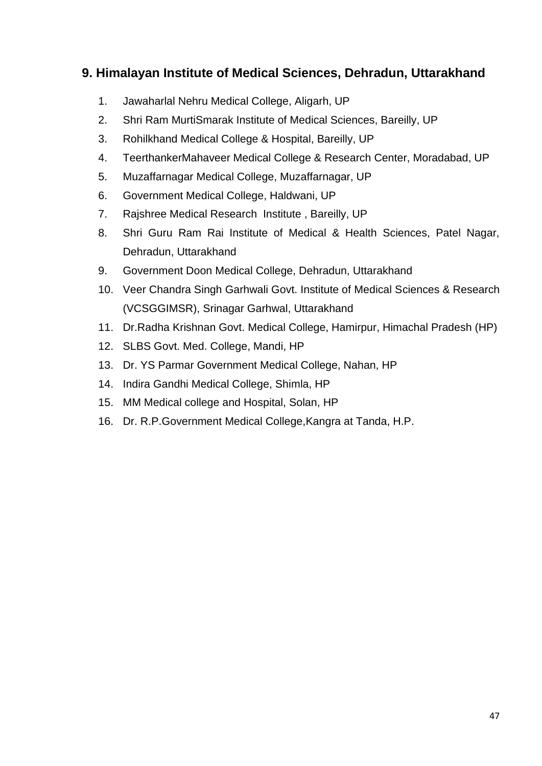## 9. Himalayan Institute of Medical Sciences, Dehradun, Uttarakhand

1. Jawaharlal Nehru Medical College, Aligarh, UP
2. Shri Ram MurtiSmarak Institute of Medical Sciences, Bareilly, UP
3. Rohilkhand Medical College & Hospital, Bareilly, UP
4. TeerthankerMahaveer Medical College & Research Center, Moradabad, UP
5. Muzaffarnagar Medical College, Muzaffarnagar, UP
6. Government Medical College, Haldwani, UP
7. Rajshree Medical Research Institute , Bareilly, UP
8. Shri Guru Ram Rai Institute of Medical & Health Sciences, Patel Nagar, Dehradun, Uttarakhand
9. Government Doon Medical College, Dehradun, Uttarakhand
10. Veer Chandra Singh Garhwali Govt. Institute of Medical Sciences & Research (VCSGGIMSR), Srinagar Garhwal, Uttarakhand
11. Dr.Radha Krishnan Govt. Medical College, Hamirpur, Himachal Pradesh (HP)
12. SLBS Govt. Med. College, Mandi, HP
13. Dr. YS Parmar Government Medical College, Nahan, HP
14. Indira Gandhi Medical College, Shimla, HP
15. MM Medical college and Hospital, Solan, HP
16. Dr. R.P.Government Medical College,Kangra at Tanda, H.P.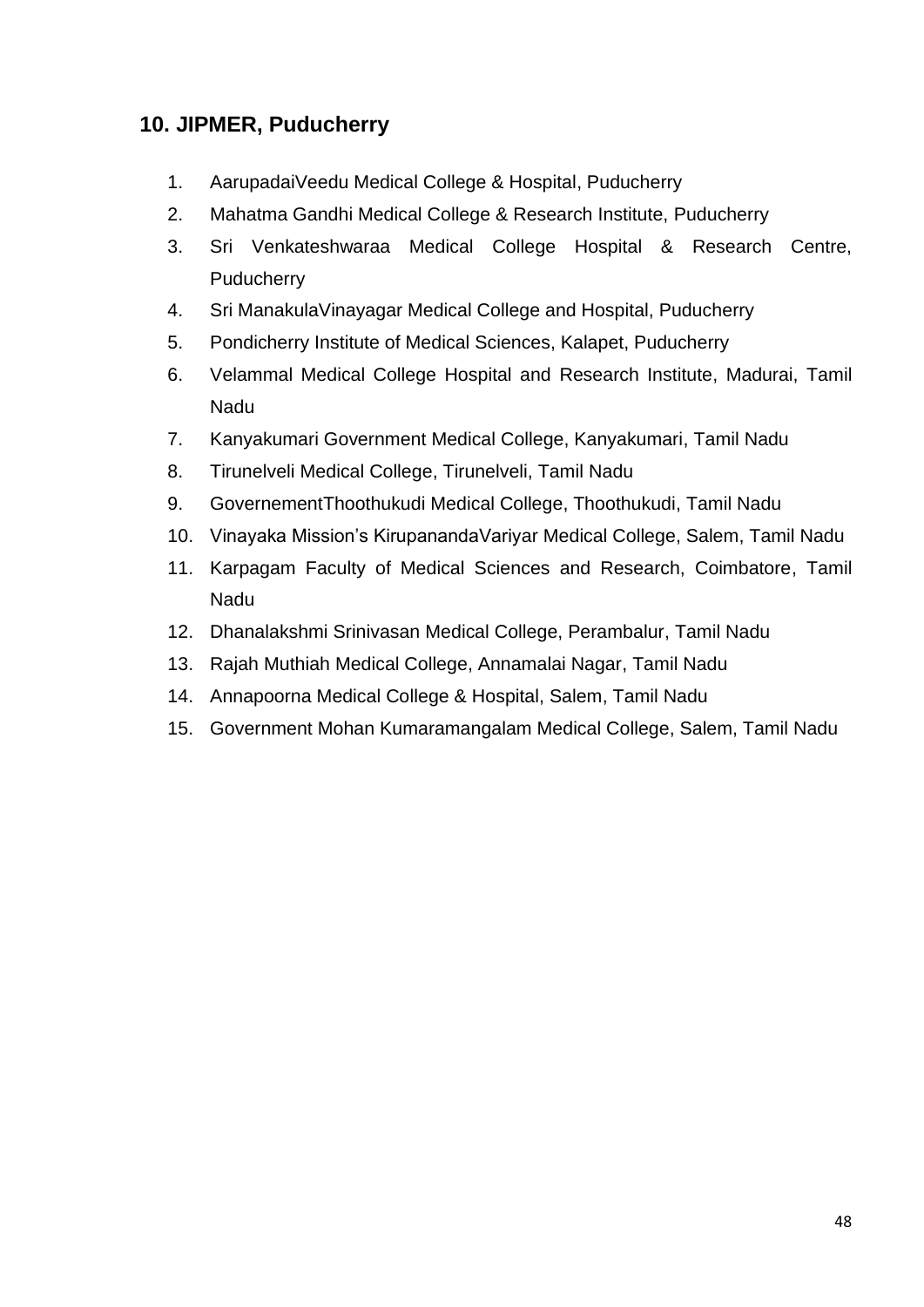## 10. JIPMER, Puducherry

1. AarupadaiVeedu Medical College & Hospital, Puducherry
2. Mahatma Gandhi Medical College & Research Institute, Puducherry
3. Sri Venkateshwaraa Medical College Hospital & Research Centre, Puducherry
4. Sri ManakulaVinayagar Medical College and Hospital, Puducherry
5. Pondicherry Institute of Medical Sciences, Kalapet, Puducherry
6. Velammal Medical College Hospital and Research Institute, Madurai, Tamil Nadu
7. Kanyakumari Government Medical College, Kanyakumari, Tamil Nadu
8. Tirunelveli Medical College, Tirunelveli, Tamil Nadu
9. GovernementThoothukudi Medical College, Thoothukudi, Tamil Nadu
10. Vinayaka Mission's KirupanandaVariyar Medical College, Salem, Tamil Nadu
11. Karpagam Faculty of Medical Sciences and Research, Coimbatore, Tamil Nadu
12. Dhanalakshmi Srinivasan Medical College, Perambalur, Tamil Nadu
13. Rajah Muthiah Medical College, Annamalai Nagar, Tamil Nadu
14. Annapoorna Medical College & Hospital, Salem, Tamil Nadu
15. Government Mohan Kumaramangalam Medical College, Salem, Tamil Nadu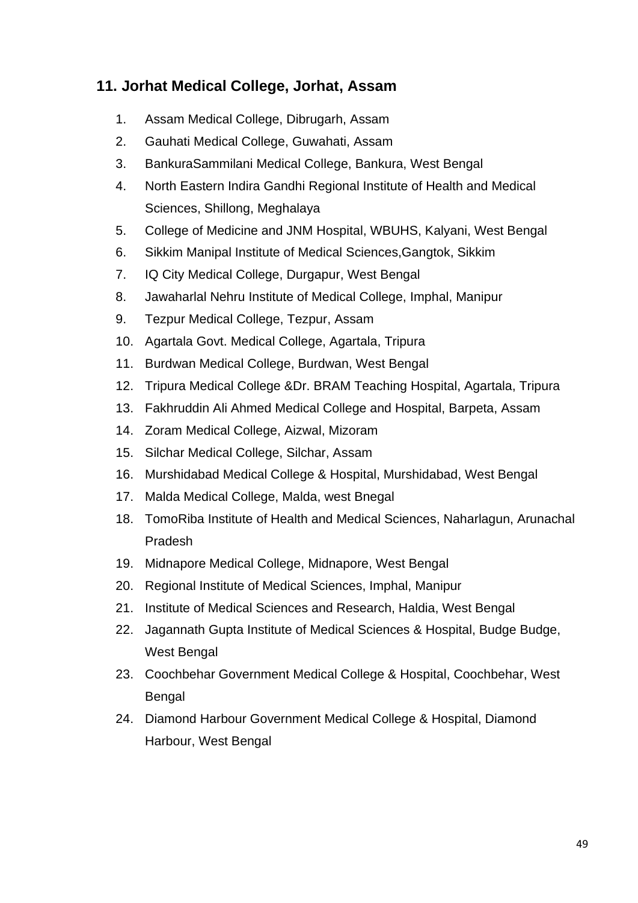## 11. Jorhat Medical College, Jorhat, Assam

1. Assam Medical College, Dibrugarh, Assam
2. Gauhati Medical College, Guwahati, Assam
3. BankuraSammilani Medical College, Bankura, West Bengal
4. North Eastern Indira Gandhi Regional Institute of Health and Medical Sciences, Shillong, Meghalaya
5. College of Medicine and JNM Hospital, WBUHS, Kalyani, West Bengal
6. Sikkim Manipal Institute of Medical Sciences,Gangtok, Sikkim
7. IQ City Medical College, Durgapur, West Bengal
8. Jawaharlal Nehru Institute of Medical College, Imphal, Manipur
9. Tezpur Medical College, Tezpur, Assam
10. Agartala Govt. Medical College, Agartala, Tripura
11. Burdwan Medical College, Burdwan, West Bengal
12. Tripura Medical College &Dr. BRAM Teaching Hospital, Agartala, Tripura
13. Fakhruddin Ali Ahmed Medical College and Hospital, Barpeta, Assam
14. Zoram Medical College, Aizwal, Mizoram
15. Silchar Medical College, Silchar, Assam
16. Murshidabad Medical College & Hospital, Murshidabad, West Bengal
17. Malda Medical College, Malda, west Bnegal
18. TomoRiba Institute of Health and Medical Sciences, Naharlagun, Arunachal Pradesh
19. Midnapore Medical College, Midnapore, West Bengal
20. Regional Institute of Medical Sciences, Imphal, Manipur
21. Institute of Medical Sciences and Research, Haldia, West Bengal
22. Jagannath Gupta Institute of Medical Sciences & Hospital, Budge Budge, West Bengal
23. Coochbehar Government Medical College & Hospital, Coochbehar, West Bengal
24. Diamond Harbour Government Medical College & Hospital, Diamond Harbour, West Bengal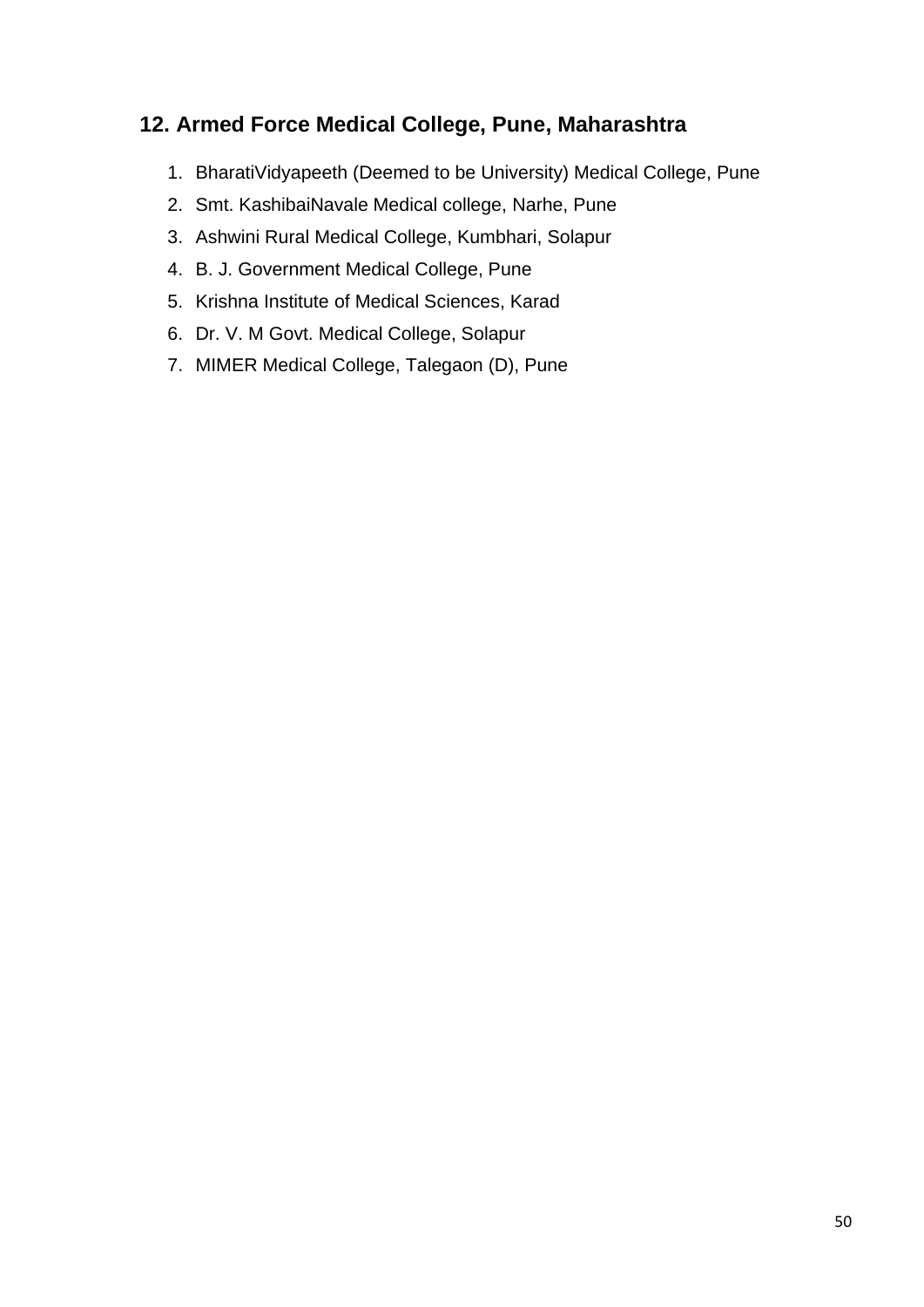## 12. Armed Force Medical College, Pune, Maharashtra

1. BharatiVidyapeeth (Deemed to be University) Medical College, Pune
2. Smt. KashibaiNavale Medical college, Narhe, Pune
3. Ashwini Rural Medical College, Kumbhari, Solapur
4. B. J. Government Medical College, Pune
5. Krishna Institute of Medical Sciences, Karad
6. Dr. V. M Govt. Medical College, Solapur
7. MIMER Medical College, Talegaon (D), Pune